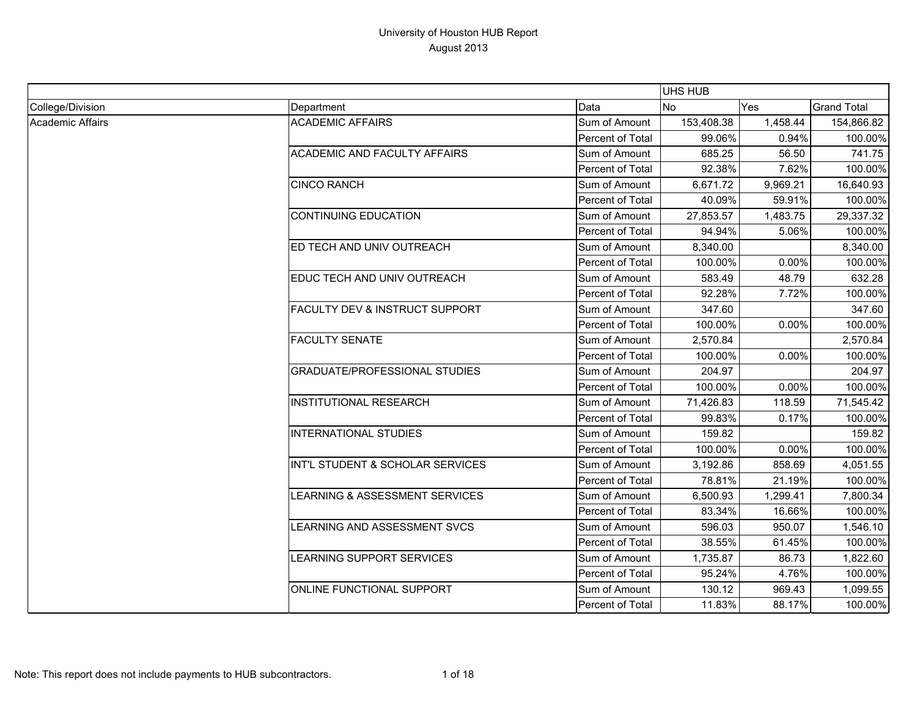# University of Houston HUB Report
## August 2013

| | | | UHS HUB | | |
|---|---|---|---|---|---|
| College/Division | Department | Data | No | Yes | Grand Total |
| Academic Affairs | ACADEMIC AFFAIRS | Sum of Amount | 153,408.38 | 1,458.44 | 154,866.82 |
| | | Percent of Total | 99.06% | 0.94% | 100.00% |
| | ACADEMIC AND FACULTY AFFAIRS | Sum of Amount | 685.25 | 56.50 | 741.75 |
| | | Percent of Total | 92.38% | 7.62% | 100.00% |
| | CINCO RANCH | Sum of Amount | 6,671.72 | 9,969.21 | 16,640.93 |
| | | Percent of Total | 40.09% | 59.91% | 100.00% |
| | CONTINUING EDUCATION | Sum of Amount | 27,853.57 | 1,483.75 | 29,337.32 |
| | | Percent of Total | 94.94% | 5.06% | 100.00% |
| | ED TECH AND UNIV OUTREACH | Sum of Amount | 8,340.00 | | 8,340.00 |
| | | Percent of Total | 100.00% | 0.00% | 100.00% |
| | EDUC TECH AND UNIV OUTREACH | Sum of Amount | 583.49 | 48.79 | 632.28 |
| | | Percent of Total | 92.28% | 7.72% | 100.00% |
| | FACULTY DEV & INSTRUCT SUPPORT | Sum of Amount | 347.60 | | 347.60 |
| | | Percent of Total | 100.00% | 0.00% | 100.00% |
| | FACULTY SENATE | Sum of Amount | 2,570.84 | | 2,570.84 |
| | | Percent of Total | 100.00% | 0.00% | 100.00% |
| | GRADUATE/PROFESSIONAL STUDIES | Sum of Amount | 204.97 | | 204.97 |
| | | Percent of Total | 100.00% | 0.00% | 100.00% |
| | INSTITUTIONAL RESEARCH | Sum of Amount | 71,426.83 | 118.59 | 71,545.42 |
| | | Percent of Total | 99.83% | 0.17% | 100.00% |
| | INTERNATIONAL STUDIES | Sum of Amount | 159.82 | | 159.82 |
| | | Percent of Total | 100.00% | 0.00% | 100.00% |
| | INT'L STUDENT & SCHOLAR SERVICES | Sum of Amount | 3,192.86 | 858.69 | 4,051.55 |
| | | Percent of Total | 78.81% | 21.19% | 100.00% |
| | LEARNING & ASSESSMENT SERVICES | Sum of Amount | 6,500.93 | 1,299.41 | 7,800.34 |
| | | Percent of Total | 83.34% | 16.66% | 100.00% |
| | LEARNING AND ASSESSMENT SVCS | Sum of Amount | 596.03 | 950.07 | 1,546.10 |
| | | Percent of Total | 38.55% | 61.45% | 100.00% |
| | LEARNING SUPPORT SERVICES | Sum of Amount | 1,735.87 | 86.73 | 1,822.60 |
| | | Percent of Total | 95.24% | 4.76% | 100.00% |
| | ONLINE FUNCTIONAL SUPPORT | Sum of Amount | 130.12 | 969.43 | 1,099.55 |
| | | Percent of Total | 11.83% | 88.17% | 100.00% |

Note: This report does not include payments to HUB subcontractors.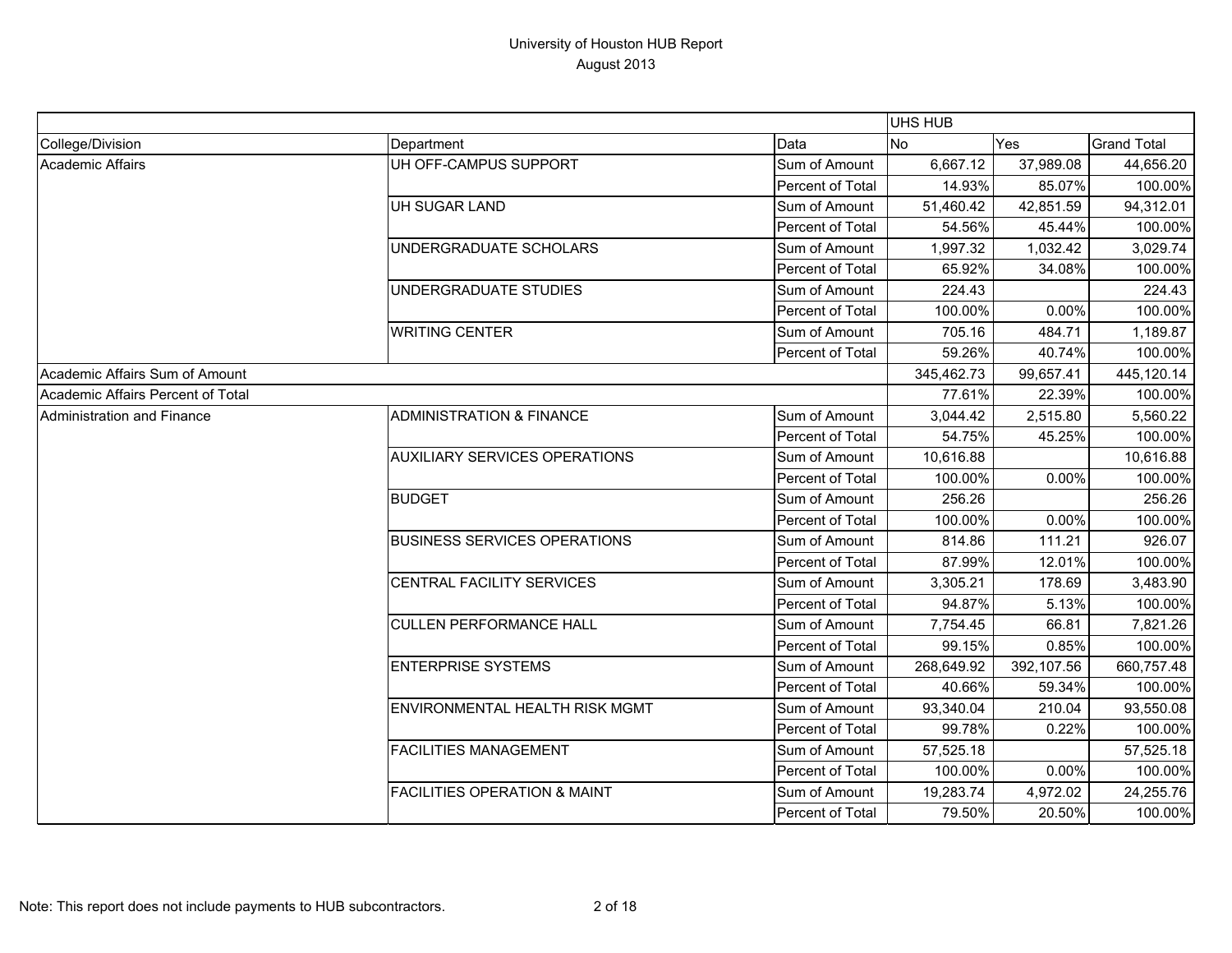# University of Houston HUB Report
## August 2013

| | | | UHS HUB | | |
|---|---|---|---|---|---|
| College/Division | Department | Data | No | Yes | Grand Total |
| Academic Affairs | UH OFF-CAMPUS SUPPORT | Sum of Amount | 6,667.12 | 37,989.08 | 44,656.20 |
| | | Percent of Total | 14.93% | 85.07% | 100.00% |
| | UH SUGAR LAND | Sum of Amount | 51,460.42 | 42,851.59 | 94,312.01 |
| | | Percent of Total | 54.56% | 45.44% | 100.00% |
| | UNDERGRADUATE SCHOLARS | Sum of Amount | 1,997.32 | 1,032.42 | 3,029.74 |
| | | Percent of Total | 65.92% | 34.08% | 100.00% |
| | UNDERGRADUATE STUDIES | Sum of Amount | 224.43 | | 224.43 |
| | | Percent of Total | 100.00% | 0.00% | 100.00% |
| | WRITING CENTER | Sum of Amount | 705.16 | 484.71 | 1,189.87 |
| | | Percent of Total | 59.26% | 40.74% | 100.00% |
| Academic Affairs Sum of Amount | | | 345,462.73 | 99,657.41 | 445,120.14 |
| Academic Affairs Percent of Total | | | 77.61% | 22.39% | 100.00% |
| Administration and Finance | ADMINISTRATION & FINANCE | Sum of Amount | 3,044.42 | 2,515.80 | 5,560.22 |
| | | Percent of Total | 54.75% | 45.25% | 100.00% |
| | AUXILIARY SERVICES OPERATIONS | Sum of Amount | 10,616.88 | | 10,616.88 |
| | | Percent of Total | 100.00% | 0.00% | 100.00% |
| | BUDGET | Sum of Amount | 256.26 | | 256.26 |
| | | Percent of Total | 100.00% | 0.00% | 100.00% |
| | BUSINESS SERVICES OPERATIONS | Sum of Amount | 814.86 | 111.21 | 926.07 |
| | | Percent of Total | 87.99% | 12.01% | 100.00% |
| | CENTRAL FACILITY SERVICES | Sum of Amount | 3,305.21 | 178.69 | 3,483.90 |
| | | Percent of Total | 94.87% | 5.13% | 100.00% |
| | CULLEN PERFORMANCE HALL | Sum of Amount | 7,754.45 | 66.81 | 7,821.26 |
| | | Percent of Total | 99.15% | 0.85% | 100.00% |
| | ENTERPRISE SYSTEMS | Sum of Amount | 268,649.92 | 392,107.56 | 660,757.48 |
| | | Percent of Total | 40.66% | 59.34% | 100.00% |
| | ENVIRONMENTAL HEALTH RISK MGMT | Sum of Amount | 93,340.04 | 210.04 | 93,550.08 |
| | | Percent of Total | 99.78% | 0.22% | 100.00% |
| | FACILITIES MANAGEMENT | Sum of Amount | 57,525.18 | | 57,525.18 |
| | | Percent of Total | 100.00% | 0.00% | 100.00% |
| | FACILITIES OPERATION & MAINT | Sum of Amount | 19,283.74 | 4,972.02 | 24,255.76 |
| | | Percent of Total | 79.50% | 20.50% | 100.00% |

Note: This report does not include payments to HUB subcontractors.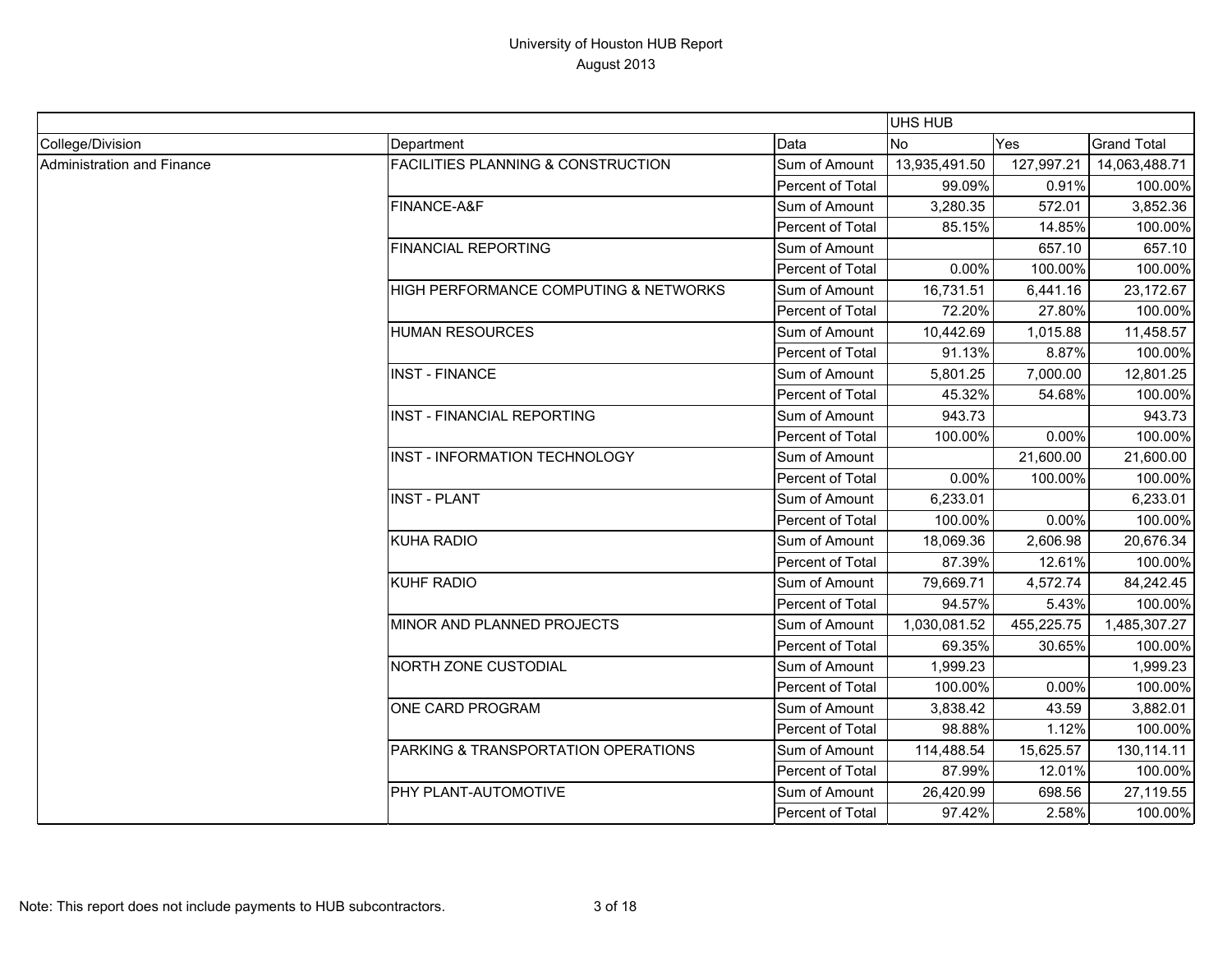# University of Houston HUB Report
August 2013

| | | | UHS HUB | | |
|---|---|---|---|---|---|
| College/Division | Department | Data | No | Yes | Grand Total |
| Administration and Finance | FACILITIES PLANNING & CONSTRUCTION | Sum of Amount | 13,935,491.50 | 127,997.21 | 14,063,488.71 |
| | | Percent of Total | 99.09% | 0.91% | 100.00% |
| | FINANCE-A&F | Sum of Amount | 3,280.35 | 572.01 | 3,852.36 |
| | | Percent of Total | 85.15% | 14.85% | 100.00% |
| | FINANCIAL REPORTING | Sum of Amount | | 657.10 | 657.10 |
| | | Percent of Total | 0.00% | 100.00% | 100.00% |
| | HIGH PERFORMANCE COMPUTING & NETWORKS | Sum of Amount | 16,731.51 | 6,441.16 | 23,172.67 |
| | | Percent of Total | 72.20% | 27.80% | 100.00% |
| | HUMAN RESOURCES | Sum of Amount | 10,442.69 | 1,015.88 | 11,458.57 |
| | | Percent of Total | 91.13% | 8.87% | 100.00% |
| | INST - FINANCE | Sum of Amount | 5,801.25 | 7,000.00 | 12,801.25 |
| | | Percent of Total | 45.32% | 54.68% | 100.00% |
| | INST - FINANCIAL REPORTING | Sum of Amount | 943.73 | | 943.73 |
| | | Percent of Total | 100.00% | 0.00% | 100.00% |
| | INST - INFORMATION TECHNOLOGY | Sum of Amount | | 21,600.00 | 21,600.00 |
| | | Percent of Total | 0.00% | 100.00% | 100.00% |
| | INST - PLANT | Sum of Amount | 6,233.01 | | 6,233.01 |
| | | Percent of Total | 100.00% | 0.00% | 100.00% |
| | KUHA RADIO | Sum of Amount | 18,069.36 | 2,606.98 | 20,676.34 |
| | | Percent of Total | 87.39% | 12.61% | 100.00% |
| | KUHF RADIO | Sum of Amount | 79,669.71 | 4,572.74 | 84,242.45 |
| | | Percent of Total | 94.57% | 5.43% | 100.00% |
| | MINOR AND PLANNED PROJECTS | Sum of Amount | 1,030,081.52 | 455,225.75 | 1,485,307.27 |
| | | Percent of Total | 69.35% | 30.65% | 100.00% |
| | NORTH ZONE CUSTODIAL | Sum of Amount | 1,999.23 | | 1,999.23 |
| | | Percent of Total | 100.00% | 0.00% | 100.00% |
| | ONE CARD PROGRAM | Sum of Amount | 3,838.42 | 43.59 | 3,882.01 |
| | | Percent of Total | 98.88% | 1.12% | 100.00% |
| | PARKING & TRANSPORTATION OPERATIONS | Sum of Amount | 114,488.54 | 15,625.57 | 130,114.11 |
| | | Percent of Total | 87.99% | 12.01% | 100.00% |
| | PHY PLANT-AUTOMOTIVE | Sum of Amount | 26,420.99 | 698.56 | 27,119.55 |
| | | Percent of Total | 97.42% | 2.58% | 100.00% |

Note: This report does not include payments to HUB subcontractors.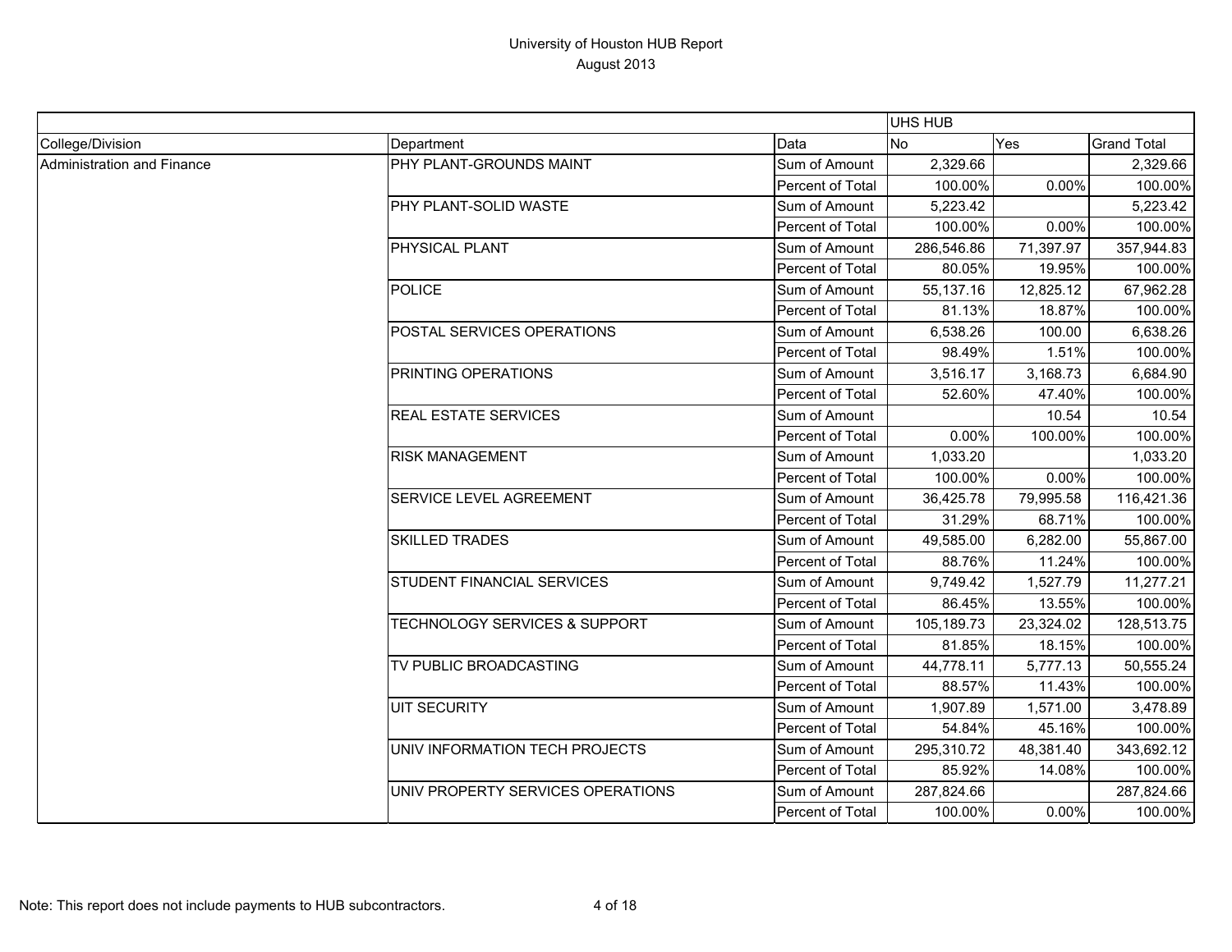# University of Houston HUB Report
August 2013

| | | | UHS HUB | | |
|---|---|---|---|---|---|
| College/Division | Department | Data | No | Yes | Grand Total |
| Administration and Finance | PHY PLANT-GROUNDS MAINT | Sum of Amount | 2,329.66 | | 2,329.66 |
| | | Percent of Total | 100.00% | 0.00% | 100.00% |
| | PHY PLANT-SOLID WASTE | Sum of Amount | 5,223.42 | | 5,223.42 |
| | | Percent of Total | 100.00% | 0.00% | 100.00% |
| | PHYSICAL PLANT | Sum of Amount | 286,546.86 | 71,397.97 | 357,944.83 |
| | | Percent of Total | 80.05% | 19.95% | 100.00% |
| | POLICE | Sum of Amount | 55,137.16 | 12,825.12 | 67,962.28 |
| | | Percent of Total | 81.13% | 18.87% | 100.00% |
| | POSTAL SERVICES OPERATIONS | Sum of Amount | 6,538.26 | 100.00 | 6,638.26 |
| | | Percent of Total | 98.49% | 1.51% | 100.00% |
| | PRINTING OPERATIONS | Sum of Amount | 3,516.17 | 3,168.73 | 6,684.90 |
| | | Percent of Total | 52.60% | 47.40% | 100.00% |
| | REAL ESTATE SERVICES | Sum of Amount | | 10.54 | 10.54 |
| | | Percent of Total | 0.00% | 100.00% | 100.00% |
| | RISK MANAGEMENT | Sum of Amount | 1,033.20 | | 1,033.20 |
| | | Percent of Total | 100.00% | 0.00% | 100.00% |
| | SERVICE LEVEL AGREEMENT | Sum of Amount | 36,425.78 | 79,995.58 | 116,421.36 |
| | | Percent of Total | 31.29% | 68.71% | 100.00% |
| | SKILLED TRADES | Sum of Amount | 49,585.00 | 6,282.00 | 55,867.00 |
| | | Percent of Total | 88.76% | 11.24% | 100.00% |
| | STUDENT FINANCIAL SERVICES | Sum of Amount | 9,749.42 | 1,527.79 | 11,277.21 |
| | | Percent of Total | 86.45% | 13.55% | 100.00% |
| | TECHNOLOGY SERVICES & SUPPORT | Sum of Amount | 105,189.73 | 23,324.02 | 128,513.75 |
| | | Percent of Total | 81.85% | 18.15% | 100.00% |
| | TV PUBLIC BROADCASTING | Sum of Amount | 44,778.11 | 5,777.13 | 50,555.24 |
| | | Percent of Total | 88.57% | 11.43% | 100.00% |
| | UIT SECURITY | Sum of Amount | 1,907.89 | 1,571.00 | 3,478.89 |
| | | Percent of Total | 54.84% | 45.16% | 100.00% |
| | UNIV INFORMATION TECH PROJECTS | Sum of Amount | 295,310.72 | 48,381.40 | 343,692.12 |
| | | Percent of Total | 85.92% | 14.08% | 100.00% |
| | UNIV PROPERTY SERVICES OPERATIONS | Sum of Amount | 287,824.66 | | 287,824.66 |
| | | Percent of Total | 100.00% | 0.00% | 100.00% |

Note: This report does not include payments to HUB subcontractors.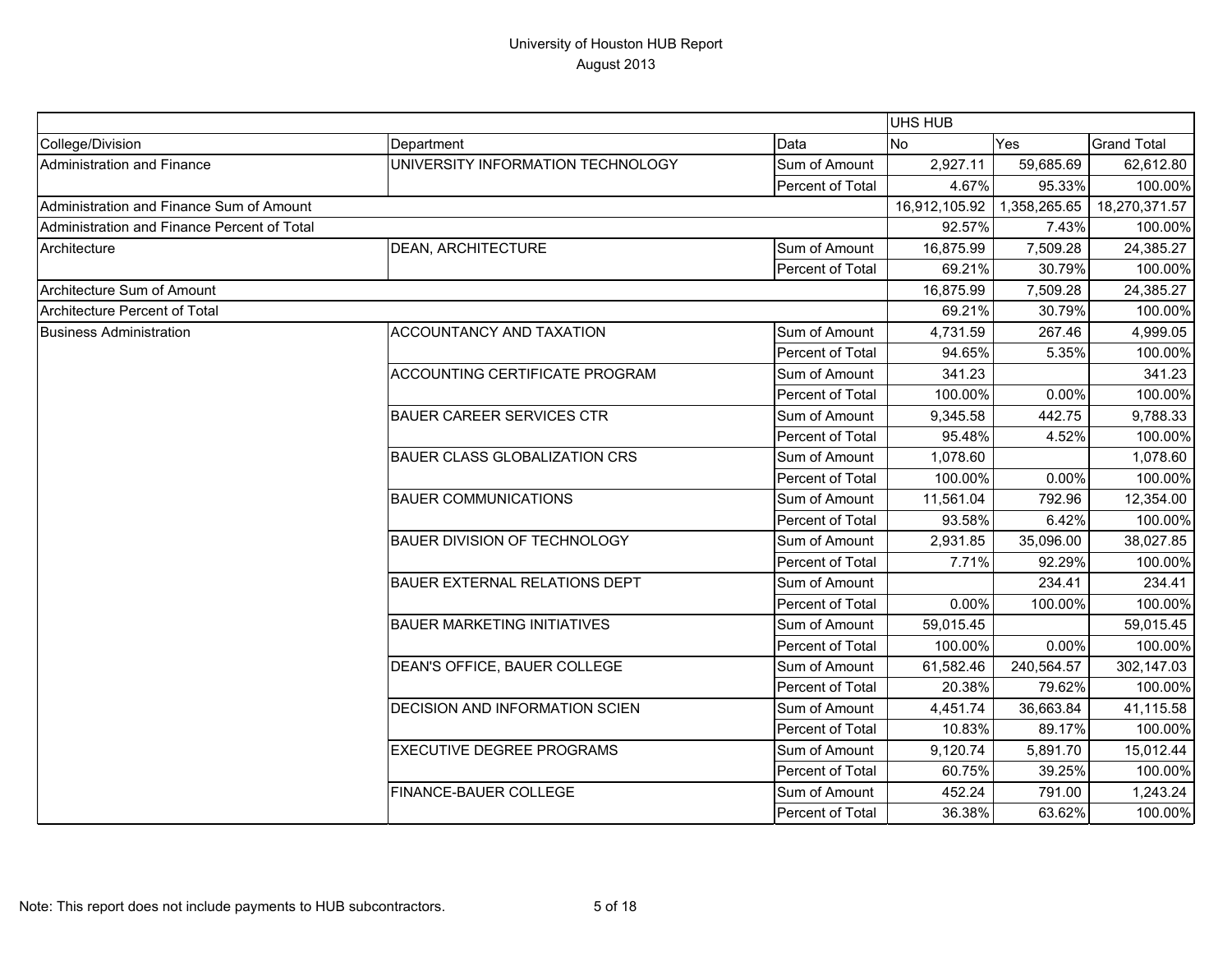# University of Houston HUB Report
August 2013

| | | | UHS HUB | | |
|---|---|---|---|---|---|
| College/Division | Department | Data | No | Yes | Grand Total |
| Administration and Finance | UNIVERSITY INFORMATION TECHNOLOGY | Sum of Amount | 2,927.11 | 59,685.69 | 62,612.80 |
| | | Percent of Total | 4.67% | 95.33% | 100.00% |
| Administration and Finance Sum of Amount | | | 16,912,105.92 | 1,358,265.65 | 18,270,371.57 |
| Administration and Finance Percent of Total | | | 92.57% | 7.43% | 100.00% |
| Architecture | DEAN, ARCHITECTURE | Sum of Amount | 16,875.99 | 7,509.28 | 24,385.27 |
| | | Percent of Total | 69.21% | 30.79% | 100.00% |
| Architecture Sum of Amount | | | 16,875.99 | 7,509.28 | 24,385.27 |
| Architecture Percent of Total | | | 69.21% | 30.79% | 100.00% |
| Business Administration | ACCOUNTANCY AND TAXATION | Sum of Amount | 4,731.59 | 267.46 | 4,999.05 |
| | | Percent of Total | 94.65% | 5.35% | 100.00% |
| | ACCOUNTING CERTIFICATE PROGRAM | Sum of Amount | 341.23 | | 341.23 |
| | | Percent of Total | 100.00% | 0.00% | 100.00% |
| | BAUER CAREER SERVICES CTR | Sum of Amount | 9,345.58 | 442.75 | 9,788.33 |
| | | Percent of Total | 95.48% | 4.52% | 100.00% |
| | BAUER CLASS GLOBALIZATION CRS | Sum of Amount | 1,078.60 | | 1,078.60 |
| | | Percent of Total | 100.00% | 0.00% | 100.00% |
| | BAUER COMMUNICATIONS | Sum of Amount | 11,561.04 | 792.96 | 12,354.00 |
| | | Percent of Total | 93.58% | 6.42% | 100.00% |
| | BAUER DIVISION OF TECHNOLOGY | Sum of Amount | 2,931.85 | 35,096.00 | 38,027.85 |
| | | Percent of Total | 7.71% | 92.29% | 100.00% |
| | BAUER EXTERNAL RELATIONS DEPT | Sum of Amount | | 234.41 | 234.41 |
| | | Percent of Total | 0.00% | 100.00% | 100.00% |
| | BAUER MARKETING INITIATIVES | Sum of Amount | 59,015.45 | | 59,015.45 |
| | | Percent of Total | 100.00% | 0.00% | 100.00% |
| | DEAN'S OFFICE, BAUER COLLEGE | Sum of Amount | 61,582.46 | 240,564.57 | 302,147.03 |
| | | Percent of Total | 20.38% | 79.62% | 100.00% |
| | DECISION AND INFORMATION SCIEN | Sum of Amount | 4,451.74 | 36,663.84 | 41,115.58 |
| | | Percent of Total | 10.83% | 89.17% | 100.00% |
| | EXECUTIVE DEGREE PROGRAMS | Sum of Amount | 9,120.74 | 5,891.70 | 15,012.44 |
| | | Percent of Total | 60.75% | 39.25% | 100.00% |
| | FINANCE-BAUER COLLEGE | Sum of Amount | 452.24 | 791.00 | 1,243.24 |
| | | Percent of Total | 36.38% | 63.62% | 100.00% |

Note: This report does not include payments to HUB subcontractors.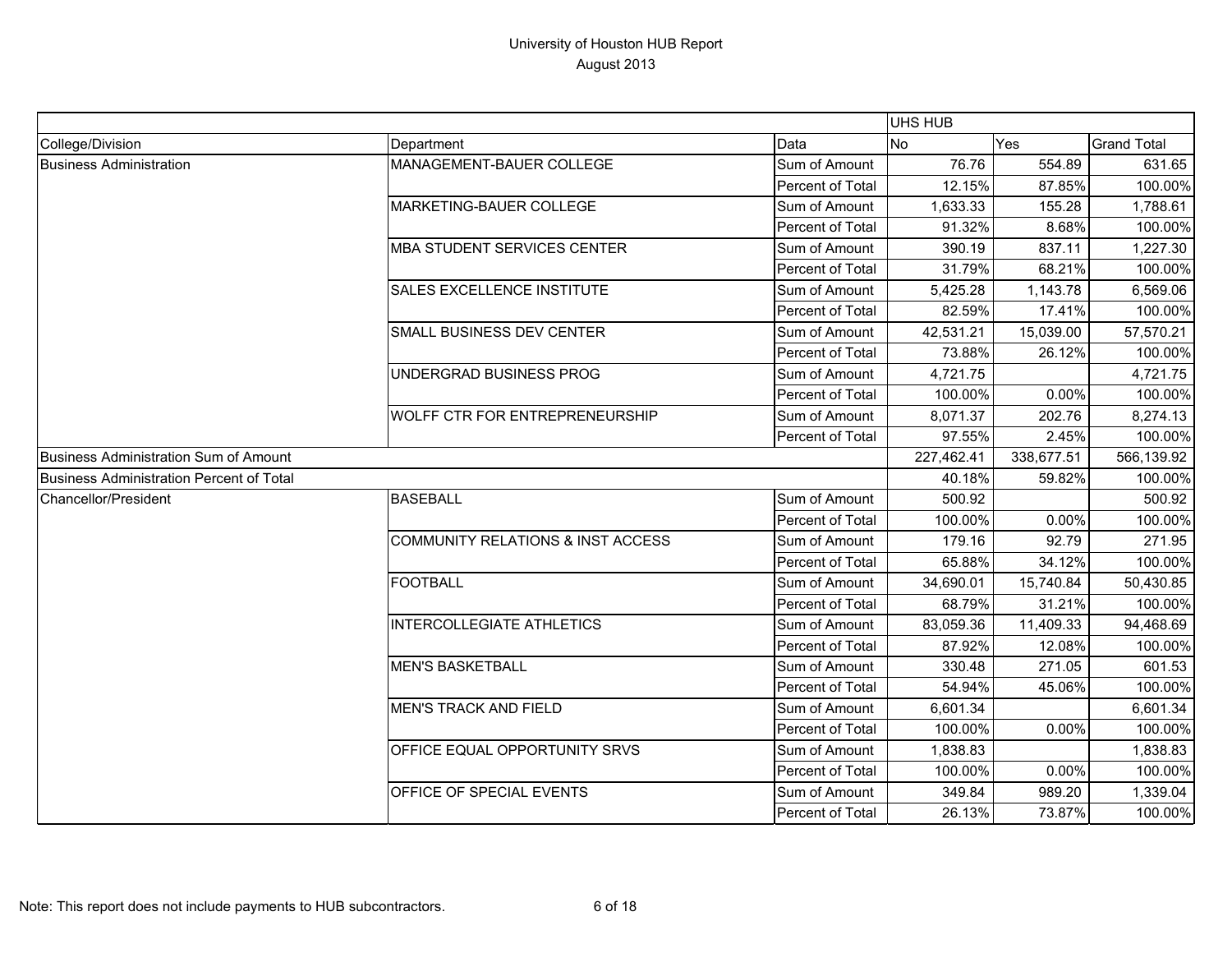# University of Houston HUB Report
## August 2013

| | | | UHS HUB | | |
|---|---|---|---|---|---|
| College/Division | Department | Data | No | Yes | Grand Total |
| Business Administration | MANAGEMENT-BAUER COLLEGE | Sum of Amount | 76.76 | 554.89 | 631.65 |
| | | Percent of Total | 12.15% | 87.85% | 100.00% |
| | MARKETING-BAUER COLLEGE | Sum of Amount | 1,633.33 | 155.28 | 1,788.61 |
| | | Percent of Total | 91.32% | 8.68% | 100.00% |
| | MBA STUDENT SERVICES CENTER | Sum of Amount | 390.19 | 837.11 | 1,227.30 |
| | | Percent of Total | 31.79% | 68.21% | 100.00% |
| | SALES EXCELLENCE INSTITUTE | Sum of Amount | 5,425.28 | 1,143.78 | 6,569.06 |
| | | Percent of Total | 82.59% | 17.41% | 100.00% |
| | SMALL BUSINESS DEV CENTER | Sum of Amount | 42,531.21 | 15,039.00 | 57,570.21 |
| | | Percent of Total | 73.88% | 26.12% | 100.00% |
| | UNDERGRAD BUSINESS PROG | Sum of Amount | 4,721.75 | | 4,721.75 |
| | | Percent of Total | 100.00% | 0.00% | 100.00% |
| | WOLFF CTR FOR ENTREPRENEURSHIP | Sum of Amount | 8,071.37 | 202.76 | 8,274.13 |
| | | Percent of Total | 97.55% | 2.45% | 100.00% |
| Business Administration Sum of Amount | | | 227,462.41 | 338,677.51 | 566,139.92 |
| Business Administration Percent of Total | | | 40.18% | 59.82% | 100.00% |
| Chancellor/President | BASEBALL | Sum of Amount | 500.92 | | 500.92 |
| | | Percent of Total | 100.00% | 0.00% | 100.00% |
| | COMMUNITY RELATIONS & INST ACCESS | Sum of Amount | 179.16 | 92.79 | 271.95 |
| | | Percent of Total | 65.88% | 34.12% | 100.00% |
| | FOOTBALL | Sum of Amount | 34,690.01 | 15,740.84 | 50,430.85 |
| | | Percent of Total | 68.79% | 31.21% | 100.00% |
| | INTERCOLLEGIATE ATHLETICS | Sum of Amount | 83,059.36 | 11,409.33 | 94,468.69 |
| | | Percent of Total | 87.92% | 12.08% | 100.00% |
| | MEN'S BASKETBALL | Sum of Amount | 330.48 | 271.05 | 601.53 |
| | | Percent of Total | 54.94% | 45.06% | 100.00% |
| | MEN'S TRACK AND FIELD | Sum of Amount | 6,601.34 | | 6,601.34 |
| | | Percent of Total | 100.00% | 0.00% | 100.00% |
| | OFFICE EQUAL OPPORTUNITY SRVS | Sum of Amount | 1,838.83 | | 1,838.83 |
| | | Percent of Total | 100.00% | 0.00% | 100.00% |
| | OFFICE OF SPECIAL EVENTS | Sum of Amount | 349.84 | 989.20 | 1,339.04 |
| | | Percent of Total | 26.13% | 73.87% | 100.00% |

Note: This report does not include payments to HUB subcontractors.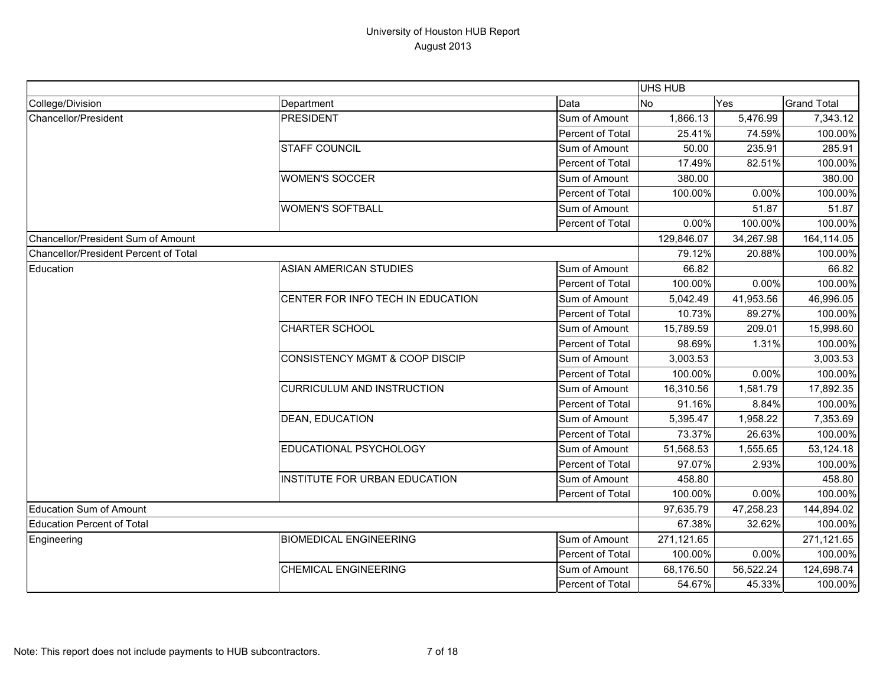# University of Houston HUB Report
## August 2013

| | | | UHS HUB | | |
|---|---|---|---|---|---|
| College/Division | Department | Data | No | Yes | Grand Total |
| Chancellor/President | PRESIDENT | Sum of Amount | 1,866.13 | 5,476.99 | 7,343.12 |
| | | Percent of Total | 25.41% | 74.59% | 100.00% |
| | STAFF COUNCIL | Sum of Amount | 50.00 | 235.91 | 285.91 |
| | | Percent of Total | 17.49% | 82.51% | 100.00% |
| | WOMEN'S SOCCER | Sum of Amount | 380.00 | | 380.00 |
| | | Percent of Total | 100.00% | 0.00% | 100.00% |
| | WOMEN'S SOFTBALL | Sum of Amount | | 51.87 | 51.87 |
| | | Percent of Total | 0.00% | 100.00% | 100.00% |
| Chancellor/President Sum of Amount | | | 129,846.07 | 34,267.98 | 164,114.05 |
| Chancellor/President Percent of Total | | | 79.12% | 20.88% | 100.00% |
| Education | ASIAN AMERICAN STUDIES | Sum of Amount | 66.82 | | 66.82 |
| | | Percent of Total | 100.00% | 0.00% | 100.00% |
| | CENTER FOR INFO TECH IN EDUCATION | Sum of Amount | 5,042.49 | 41,953.56 | 46,996.05 |
| | | Percent of Total | 10.73% | 89.27% | 100.00% |
| | CHARTER SCHOOL | Sum of Amount | 15,789.59 | 209.01 | 15,998.60 |
| | | Percent of Total | 98.69% | 1.31% | 100.00% |
| | CONSISTENCY MGMT & COOP DISCIP | Sum of Amount | 3,003.53 | | 3,003.53 |
| | | Percent of Total | 100.00% | 0.00% | 100.00% |
| | CURRICULUM AND INSTRUCTION | Sum of Amount | 16,310.56 | 1,581.79 | 17,892.35 |
| | | Percent of Total | 91.16% | 8.84% | 100.00% |
| | DEAN, EDUCATION | Sum of Amount | 5,395.47 | 1,958.22 | 7,353.69 |
| | | Percent of Total | 73.37% | 26.63% | 100.00% |
| | EDUCATIONAL PSYCHOLOGY | Sum of Amount | 51,568.53 | 1,555.65 | 53,124.18 |
| | | Percent of Total | 97.07% | 2.93% | 100.00% |
| | INSTITUTE FOR URBAN EDUCATION | Sum of Amount | 458.80 | | 458.80 |
| | | Percent of Total | 100.00% | 0.00% | 100.00% |
| Education Sum of Amount | | | 97,635.79 | 47,258.23 | 144,894.02 |
| Education Percent of Total | | | 67.38% | 32.62% | 100.00% |
| Engineering | BIOMEDICAL ENGINEERING | Sum of Amount | 271,121.65 | | 271,121.65 |
| | | Percent of Total | 100.00% | 0.00% | 100.00% |
| | CHEMICAL ENGINEERING | Sum of Amount | 68,176.50 | 56,522.24 | 124,698.74 |
| | | Percent of Total | 54.67% | 45.33% | 100.00% |

Note: This report does not include payments to HUB subcontractors.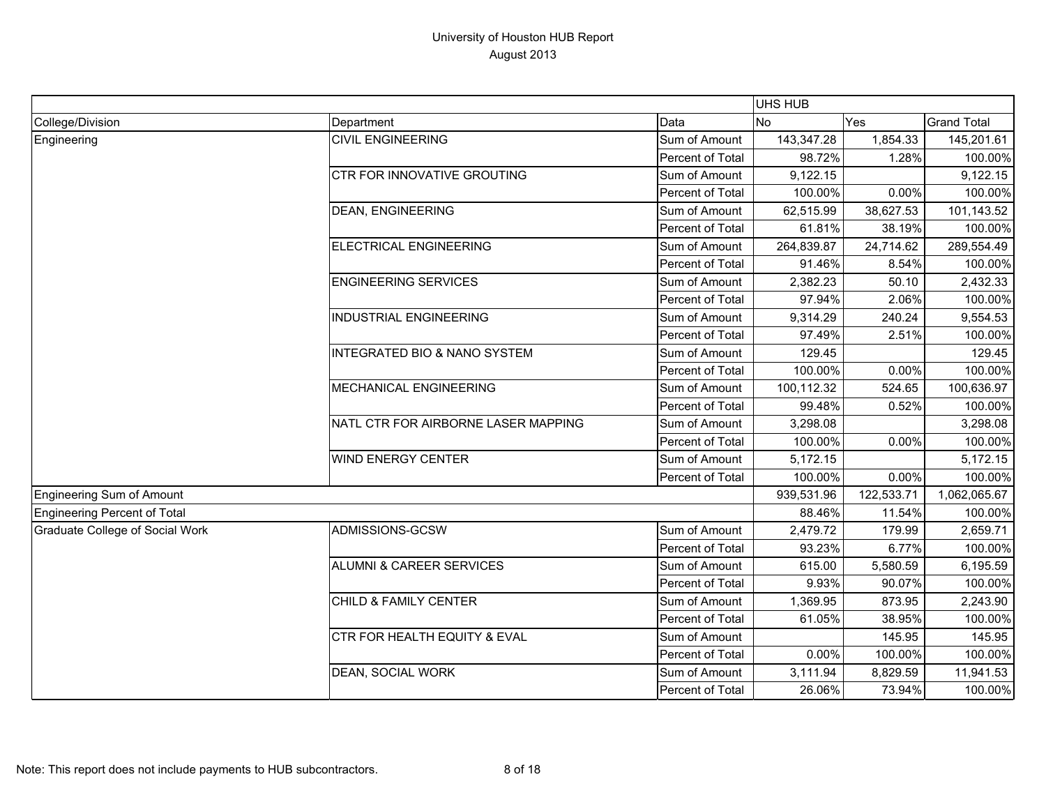# University of Houston HUB Report

August 2013

| | | | UHS HUB | | |
|---|---|---|---|---|---|
| College/Division | Department | Data | No | Yes | Grand Total |
| Engineering | CIVIL ENGINEERING | Sum of Amount | 143,347.28 | 1,854.33 | 145,201.61 |
| | | Percent of Total | 98.72% | 1.28% | 100.00% |
| | CTR FOR INNOVATIVE GROUTING | Sum of Amount | 9,122.15 | | 9,122.15 |
| | | Percent of Total | 100.00% | 0.00% | 100.00% |
| | DEAN, ENGINEERING | Sum of Amount | 62,515.99 | 38,627.53 | 101,143.52 |
| | | Percent of Total | 61.81% | 38.19% | 100.00% |
| | ELECTRICAL ENGINEERING | Sum of Amount | 264,839.87 | 24,714.62 | 289,554.49 |
| | | Percent of Total | 91.46% | 8.54% | 100.00% |
| | ENGINEERING SERVICES | Sum of Amount | 2,382.23 | 50.10 | 2,432.33 |
| | | Percent of Total | 97.94% | 2.06% | 100.00% |
| | INDUSTRIAL ENGINEERING | Sum of Amount | 9,314.29 | 240.24 | 9,554.53 |
| | | Percent of Total | 97.49% | 2.51% | 100.00% |
| | INTEGRATED BIO & NANO SYSTEM | Sum of Amount | 129.45 | | 129.45 |
| | | Percent of Total | 100.00% | 0.00% | 100.00% |
| | MECHANICAL ENGINEERING | Sum of Amount | 100,112.32 | 524.65 | 100,636.97 |
| | | Percent of Total | 99.48% | 0.52% | 100.00% |
| | NATL CTR FOR AIRBORNE LASER MAPPING | Sum of Amount | 3,298.08 | | 3,298.08 |
| | | Percent of Total | 100.00% | 0.00% | 100.00% |
| | WIND ENERGY CENTER | Sum of Amount | 5,172.15 | | 5,172.15 |
| | | Percent of Total | 100.00% | 0.00% | 100.00% |
| Engineering Sum of Amount | | | 939,531.96 | 122,533.71 | 1,062,065.67 |
| Engineering Percent of Total | | | 88.46% | 11.54% | 100.00% |
| Graduate College of Social Work | ADMISSIONS-GCSW | Sum of Amount | 2,479.72 | 179.99 | 2,659.71 |
| | | Percent of Total | 93.23% | 6.77% | 100.00% |
| | ALUMNI & CAREER SERVICES | Sum of Amount | 615.00 | 5,580.59 | 6,195.59 |
| | | Percent of Total | 9.93% | 90.07% | 100.00% |
| | CHILD & FAMILY CENTER | Sum of Amount | 1,369.95 | 873.95 | 2,243.90 |
| | | Percent of Total | 61.05% | 38.95% | 100.00% |
| | CTR FOR HEALTH EQUITY & EVAL | Sum of Amount | | 145.95 | 145.95 |
| | | Percent of Total | 0.00% | 100.00% | 100.00% |
| | DEAN, SOCIAL WORK | Sum of Amount | 3,111.94 | 8,829.59 | 11,941.53 |
| | | Percent of Total | 26.06% | 73.94% | 100.00% |

Note: This report does not include payments to HUB subcontractors.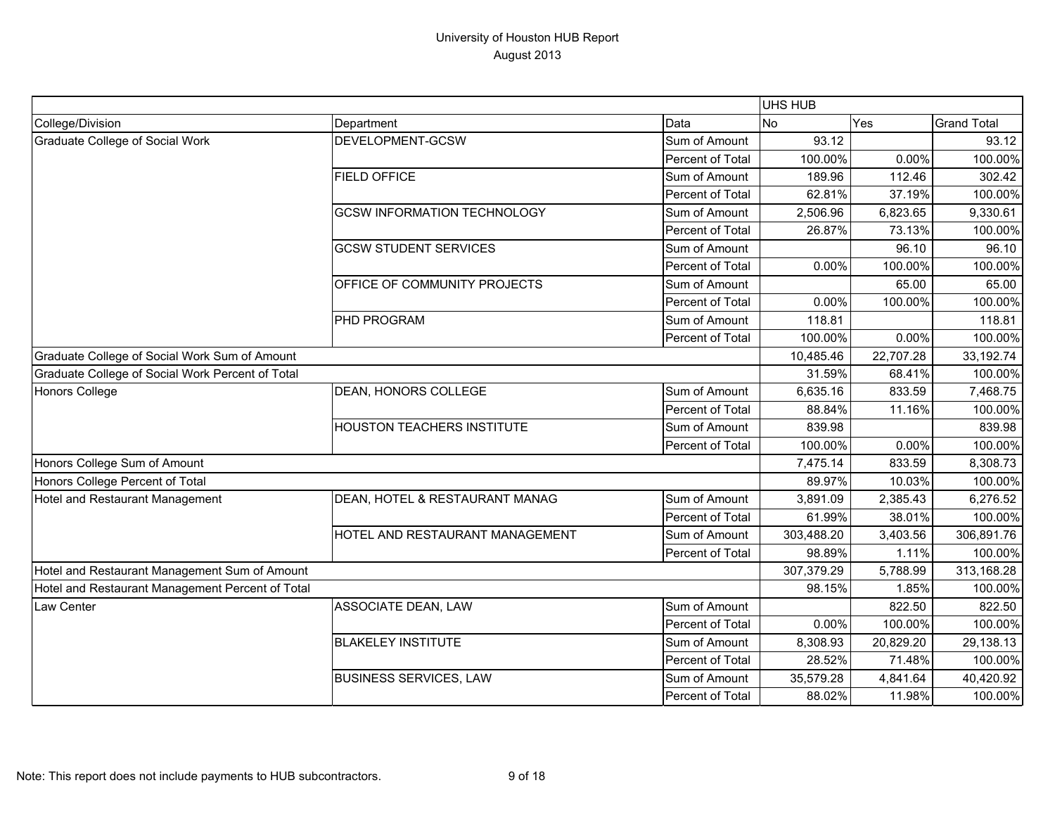# University of Houston HUB Report

August 2013

| | | | UHS HUB | | |
|---|---|---|---|---|---|
| College/Division | Department | Data | No | Yes | Grand Total |
| Graduate College of Social Work | DEVELOPMENT-GCSW | Sum of Amount | 93.12 | | 93.12 |
| | | Percent of Total | 100.00% | 0.00% | 100.00% |
| | FIELD OFFICE | Sum of Amount | 189.96 | 112.46 | 302.42 |
| | | Percent of Total | 62.81% | 37.19% | 100.00% |
| | GCSW INFORMATION TECHNOLOGY | Sum of Amount | 2,506.96 | 6,823.65 | 9,330.61 |
| | | Percent of Total | 26.87% | 73.13% | 100.00% |
| | GCSW STUDENT SERVICES | Sum of Amount | | 96.10 | 96.10 |
| | | Percent of Total | 0.00% | 100.00% | 100.00% |
| | OFFICE OF COMMUNITY PROJECTS | Sum of Amount | | 65.00 | 65.00 |
| | | Percent of Total | 0.00% | 100.00% | 100.00% |
| | PHD PROGRAM | Sum of Amount | 118.81 | | 118.81 |
| | | Percent of Total | 100.00% | 0.00% | 100.00% |
| Graduate College of Social Work Sum of Amount | | | 10,485.46 | 22,707.28 | 33,192.74 |
| Graduate College of Social Work Percent of Total | | | 31.59% | 68.41% | 100.00% |
| Honors College | DEAN, HONORS COLLEGE | Sum of Amount | 6,635.16 | 833.59 | 7,468.75 |
| | | Percent of Total | 88.84% | 11.16% | 100.00% |
| | HOUSTON TEACHERS INSTITUTE | Sum of Amount | 839.98 | | 839.98 |
| | | Percent of Total | 100.00% | 0.00% | 100.00% |
| Honors College Sum of Amount | | | 7,475.14 | 833.59 | 8,308.73 |
| Honors College Percent of Total | | | 89.97% | 10.03% | 100.00% |
| Hotel and Restaurant Management | DEAN, HOTEL & RESTAURANT MANAG | Sum of Amount | 3,891.09 | 2,385.43 | 6,276.52 |
| | | Percent of Total | 61.99% | 38.01% | 100.00% |
| | HOTEL AND RESTAURANT MANAGEMENT | Sum of Amount | 303,488.20 | 3,403.56 | 306,891.76 |
| | | Percent of Total | 98.89% | 1.11% | 100.00% |
| Hotel and Restaurant Management Sum of Amount | | | 307,379.29 | 5,788.99 | 313,168.28 |
| Hotel and Restaurant Management Percent of Total | | | 98.15% | 1.85% | 100.00% |
| Law Center | ASSOCIATE DEAN, LAW | Sum of Amount | | 822.50 | 822.50 |
| | | Percent of Total | 0.00% | 100.00% | 100.00% |
| | BLAKELEY INSTITUTE | Sum of Amount | 8,308.93 | 20,829.20 | 29,138.13 |
| | | Percent of Total | 28.52% | 71.48% | 100.00% |
| | BUSINESS SERVICES, LAW | Sum of Amount | 35,579.28 | 4,841.64 | 40,420.92 |
| | | Percent of Total | 88.02% | 11.98% | 100.00% |

Note: This report does not include payments to HUB subcontractors.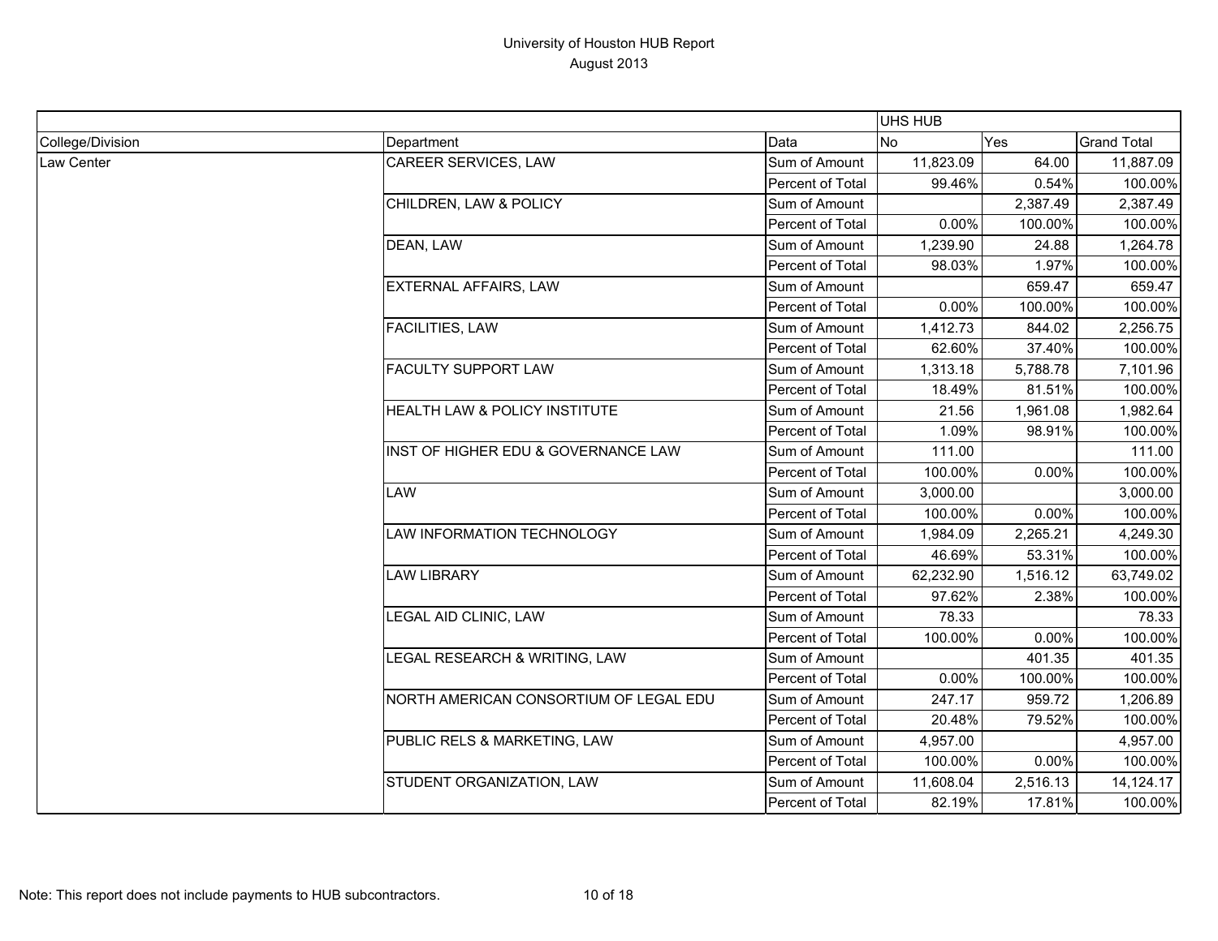# University of Houston HUB Report
## August 2013

| | | | UHS HUB | | |
|---|---|---|---|---|---|
| College/Division | Department | Data | No | Yes | Grand Total |
| Law Center | CAREER SERVICES, LAW | Sum of Amount | 11,823.09 | 64.00 | 11,887.09 |
| | | Percent of Total | 99.46% | 0.54% | 100.00% |
| | CHILDREN, LAW & POLICY | Sum of Amount | | 2,387.49 | 2,387.49 |
| | | Percent of Total | 0.00% | 100.00% | 100.00% |
| | DEAN, LAW | Sum of Amount | 1,239.90 | 24.88 | 1,264.78 |
| | | Percent of Total | 98.03% | 1.97% | 100.00% |
| | EXTERNAL AFFAIRS, LAW | Sum of Amount | | 659.47 | 659.47 |
| | | Percent of Total | 0.00% | 100.00% | 100.00% |
| | FACILITIES, LAW | Sum of Amount | 1,412.73 | 844.02 | 2,256.75 |
| | | Percent of Total | 62.60% | 37.40% | 100.00% |
| | FACULTY SUPPORT LAW | Sum of Amount | 1,313.18 | 5,788.78 | 7,101.96 |
| | | Percent of Total | 18.49% | 81.51% | 100.00% |
| | HEALTH LAW & POLICY INSTITUTE | Sum of Amount | 21.56 | 1,961.08 | 1,982.64 |
| | | Percent of Total | 1.09% | 98.91% | 100.00% |
| | INST OF HIGHER EDU & GOVERNANCE LAW | Sum of Amount | 111.00 | | 111.00 |
| | | Percent of Total | 100.00% | 0.00% | 100.00% |
| | LAW | Sum of Amount | 3,000.00 | | 3,000.00 |
| | | Percent of Total | 100.00% | 0.00% | 100.00% |
| | LAW INFORMATION TECHNOLOGY | Sum of Amount | 1,984.09 | 2,265.21 | 4,249.30 |
| | | Percent of Total | 46.69% | 53.31% | 100.00% |
| | LAW LIBRARY | Sum of Amount | 62,232.90 | 1,516.12 | 63,749.02 |
| | | Percent of Total | 97.62% | 2.38% | 100.00% |
| | LEGAL AID CLINIC, LAW | Sum of Amount | 78.33 | | 78.33 |
| | | Percent of Total | 100.00% | 0.00% | 100.00% |
| | LEGAL RESEARCH & WRITING, LAW | Sum of Amount | | 401.35 | 401.35 |
| | | Percent of Total | 0.00% | 100.00% | 100.00% |
| | NORTH AMERICAN CONSORTIUM OF LEGAL EDU | Sum of Amount | 247.17 | 959.72 | 1,206.89 |
| | | Percent of Total | 20.48% | 79.52% | 100.00% |
| | PUBLIC RELS & MARKETING, LAW | Sum of Amount | 4,957.00 | | 4,957.00 |
| | | Percent of Total | 100.00% | 0.00% | 100.00% |
| | STUDENT ORGANIZATION, LAW | Sum of Amount | 11,608.04 | 2,516.13 | 14,124.17 |
| | | Percent of Total | 82.19% | 17.81% | 100.00% |

Note: This report does not include payments to HUB subcontractors.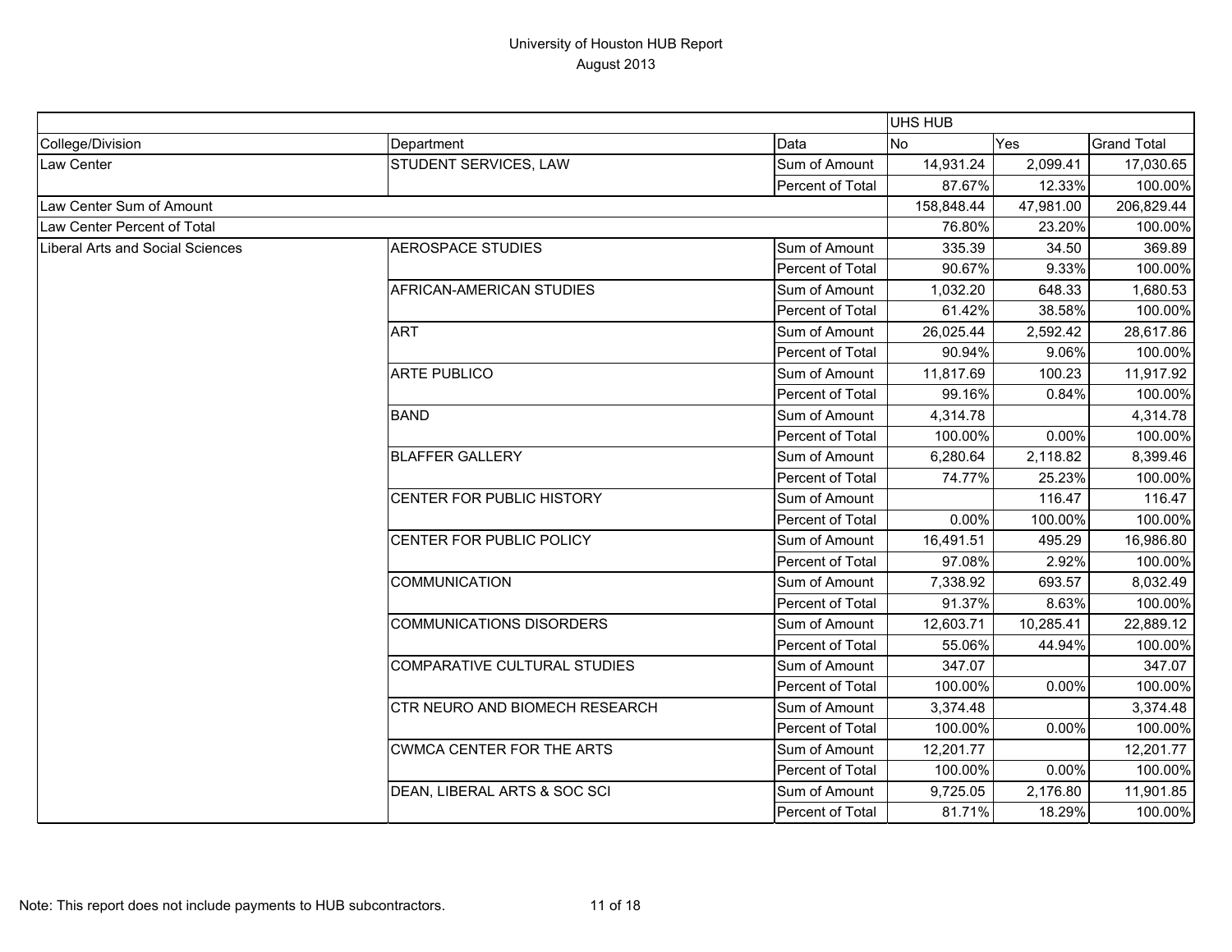# University of Houston HUB Report
August 2013

| | | | UHS HUB | | |
|---|---|---|---|---|---|
| College/Division | Department | Data | No | Yes | Grand Total |
| Law Center | STUDENT SERVICES, LAW | Sum of Amount | 14,931.24 | 2,099.41 | 17,030.65 |
| | | Percent of Total | 87.67% | 12.33% | 100.00% |
| Law Center Sum of Amount | | | 158,848.44 | 47,981.00 | 206,829.44 |
| Law Center Percent of Total | | | 76.80% | 23.20% | 100.00% |
| Liberal Arts and Social Sciences | AEROSPACE STUDIES | Sum of Amount | 335.39 | 34.50 | 369.89 |
| | | Percent of Total | 90.67% | 9.33% | 100.00% |
| | AFRICAN-AMERICAN STUDIES | Sum of Amount | 1,032.20 | 648.33 | 1,680.53 |
| | | Percent of Total | 61.42% | 38.58% | 100.00% |
| | ART | Sum of Amount | 26,025.44 | 2,592.42 | 28,617.86 |
| | | Percent of Total | 90.94% | 9.06% | 100.00% |
| | ARTE PUBLICO | Sum of Amount | 11,817.69 | 100.23 | 11,917.92 |
| | | Percent of Total | 99.16% | 0.84% | 100.00% |
| | BAND | Sum of Amount | 4,314.78 | | 4,314.78 |
| | | Percent of Total | 100.00% | 0.00% | 100.00% |
| | BLAFFER GALLERY | Sum of Amount | 6,280.64 | 2,118.82 | 8,399.46 |
| | | Percent of Total | 74.77% | 25.23% | 100.00% |
| | CENTER FOR PUBLIC HISTORY | Sum of Amount | | 116.47 | 116.47 |
| | | Percent of Total | 0.00% | 100.00% | 100.00% |
| | CENTER FOR PUBLIC POLICY | Sum of Amount | 16,491.51 | 495.29 | 16,986.80 |
| | | Percent of Total | 97.08% | 2.92% | 100.00% |
| | COMMUNICATION | Sum of Amount | 7,338.92 | 693.57 | 8,032.49 |
| | | Percent of Total | 91.37% | 8.63% | 100.00% |
| | COMMUNICATIONS DISORDERS | Sum of Amount | 12,603.71 | 10,285.41 | 22,889.12 |
| | | Percent of Total | 55.06% | 44.94% | 100.00% |
| | COMPARATIVE CULTURAL STUDIES | Sum of Amount | 347.07 | | 347.07 |
| | | Percent of Total | 100.00% | 0.00% | 100.00% |
| | CTR NEURO AND BIOMECH RESEARCH | Sum of Amount | 3,374.48 | | 3,374.48 |
| | | Percent of Total | 100.00% | 0.00% | 100.00% |
| | CWMCA CENTER FOR THE ARTS | Sum of Amount | 12,201.77 | | 12,201.77 |
| | | Percent of Total | 100.00% | 0.00% | 100.00% |
| | DEAN, LIBERAL ARTS & SOC SCI | Sum of Amount | 9,725.05 | 2,176.80 | 11,901.85 |
| | | Percent of Total | 81.71% | 18.29% | 100.00% |

Note: This report does not include payments to HUB subcontractors.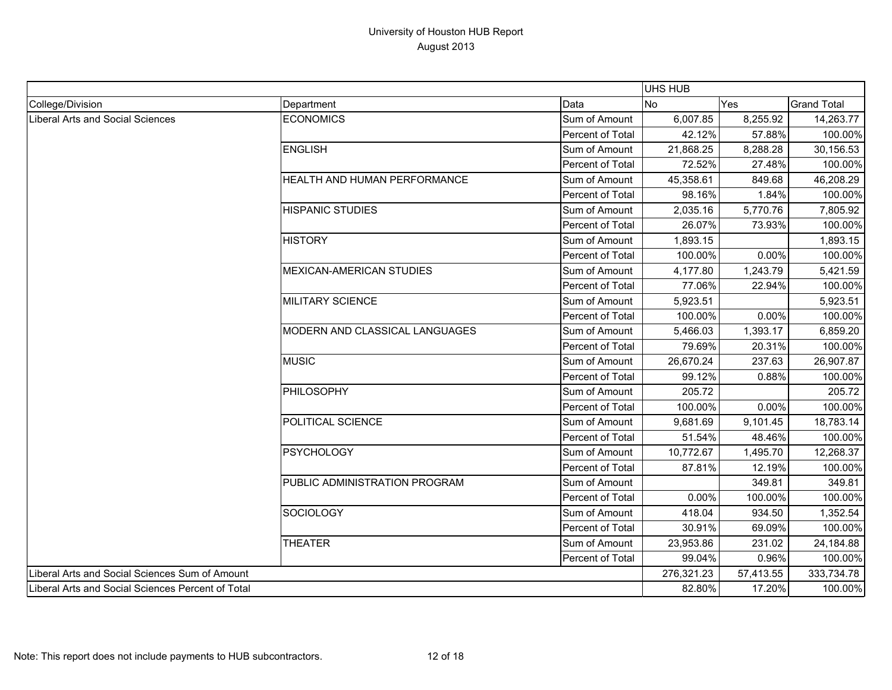# University of Houston HUB Report
August 2013

| | | | UHS HUB | | |
|---|---|---|---|---|---|
| College/Division | Department | Data | No | Yes | Grand Total |
| Liberal Arts and Social Sciences | ECONOMICS | Sum of Amount | 6,007.85 | 8,255.92 | 14,263.77 |
| | | Percent of Total | 42.12% | 57.88% | 100.00% |
| | ENGLISH | Sum of Amount | 21,868.25 | 8,288.28 | 30,156.53 |
| | | Percent of Total | 72.52% | 27.48% | 100.00% |
| | HEALTH AND HUMAN PERFORMANCE | Sum of Amount | 45,358.61 | 849.68 | 46,208.29 |
| | | Percent of Total | 98.16% | 1.84% | 100.00% |
| | HISPANIC STUDIES | Sum of Amount | 2,035.16 | 5,770.76 | 7,805.92 |
| | | Percent of Total | 26.07% | 73.93% | 100.00% |
| | HISTORY | Sum of Amount | 1,893.15 | | 1,893.15 |
| | | Percent of Total | 100.00% | 0.00% | 100.00% |
| | MEXICAN-AMERICAN STUDIES | Sum of Amount | 4,177.80 | 1,243.79 | 5,421.59 |
| | | Percent of Total | 77.06% | 22.94% | 100.00% |
| | MILITARY SCIENCE | Sum of Amount | 5,923.51 | | 5,923.51 |
| | | Percent of Total | 100.00% | 0.00% | 100.00% |
| | MODERN AND CLASSICAL LANGUAGES | Sum of Amount | 5,466.03 | 1,393.17 | 6,859.20 |
| | | Percent of Total | 79.69% | 20.31% | 100.00% |
| | MUSIC | Sum of Amount | 26,670.24 | 237.63 | 26,907.87 |
| | | Percent of Total | 99.12% | 0.88% | 100.00% |
| | PHILOSOPHY | Sum of Amount | 205.72 | | 205.72 |
| | | Percent of Total | 100.00% | 0.00% | 100.00% |
| | POLITICAL SCIENCE | Sum of Amount | 9,681.69 | 9,101.45 | 18,783.14 |
| | | Percent of Total | 51.54% | 48.46% | 100.00% |
| | PSYCHOLOGY | Sum of Amount | 10,772.67 | 1,495.70 | 12,268.37 |
| | | Percent of Total | 87.81% | 12.19% | 100.00% |
| | PUBLIC ADMINISTRATION PROGRAM | Sum of Amount | | 349.81 | 349.81 |
| | | Percent of Total | 0.00% | 100.00% | 100.00% |
| | SOCIOLOGY | Sum of Amount | 418.04 | 934.50 | 1,352.54 |
| | | Percent of Total | 30.91% | 69.09% | 100.00% |
| | THEATER | Sum of Amount | 23,953.86 | 231.02 | 24,184.88 |
| | | Percent of Total | 99.04% | 0.96% | 100.00% |
| Liberal Arts and Social Sciences Sum of Amount | | | 276,321.23 | 57,413.55 | 333,734.78 |
| Liberal Arts and Social Sciences Percent of Total | | | 82.80% | 17.20% | 100.00% |

Note: This report does not include payments to HUB subcontractors.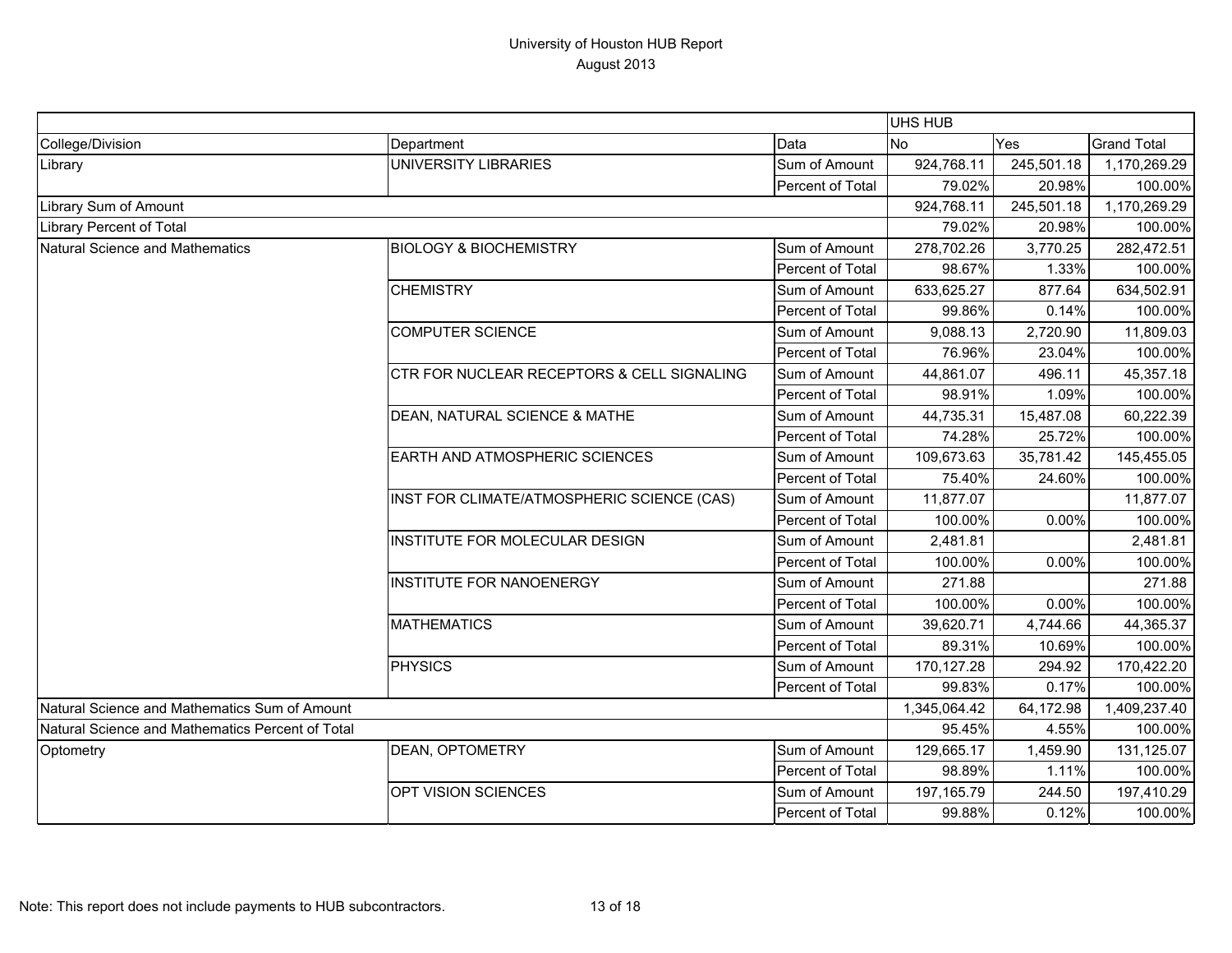# University of Houston HUB Report

August 2013

| | | | UHS HUB | | |
|---|---|---|---|---|---|
| College/Division | Department | Data | No | Yes | Grand Total |
| Library | UNIVERSITY LIBRARIES | Sum of Amount | 924,768.11 | 245,501.18 | 1,170,269.29 |
| | | Percent of Total | 79.02% | 20.98% | 100.00% |
| Library Sum of Amount | | | 924,768.11 | 245,501.18 | 1,170,269.29 |
| Library Percent of Total | | | 79.02% | 20.98% | 100.00% |
| Natural Science and Mathematics | BIOLOGY & BIOCHEMISTRY | Sum of Amount | 278,702.26 | 3,770.25 | 282,472.51 |
| | | Percent of Total | 98.67% | 1.33% | 100.00% |
| | CHEMISTRY | Sum of Amount | 633,625.27 | 877.64 | 634,502.91 |
| | | Percent of Total | 99.86% | 0.14% | 100.00% |
| | COMPUTER SCIENCE | Sum of Amount | 9,088.13 | 2,720.90 | 11,809.03 |
| | | Percent of Total | 76.96% | 23.04% | 100.00% |
| | CTR FOR NUCLEAR RECEPTORS & CELL SIGNALING | Sum of Amount | 44,861.07 | 496.11 | 45,357.18 |
| | | Percent of Total | 98.91% | 1.09% | 100.00% |
| | DEAN, NATURAL SCIENCE & MATHE | Sum of Amount | 44,735.31 | 15,487.08 | 60,222.39 |
| | | Percent of Total | 74.28% | 25.72% | 100.00% |
| | EARTH AND ATMOSPHERIC SCIENCES | Sum of Amount | 109,673.63 | 35,781.42 | 145,455.05 |
| | | Percent of Total | 75.40% | 24.60% | 100.00% |
| | INST FOR CLIMATE/ATMOSPHERIC SCIENCE (CAS) | Sum of Amount | 11,877.07 | | 11,877.07 |
| | | Percent of Total | 100.00% | 0.00% | 100.00% |
| | INSTITUTE FOR MOLECULAR DESIGN | Sum of Amount | 2,481.81 | | 2,481.81 |
| | | Percent of Total | 100.00% | 0.00% | 100.00% |
| | INSTITUTE FOR NANOENERGY | Sum of Amount | 271.88 | | 271.88 |
| | | Percent of Total | 100.00% | 0.00% | 100.00% |
| | MATHEMATICS | Sum of Amount | 39,620.71 | 4,744.66 | 44,365.37 |
| | | Percent of Total | 89.31% | 10.69% | 100.00% |
| | PHYSICS | Sum of Amount | 170,127.28 | 294.92 | 170,422.20 |
| | | Percent of Total | 99.83% | 0.17% | 100.00% |
| Natural Science and Mathematics Sum of Amount | | | 1,345,064.42 | 64,172.98 | 1,409,237.40 |
| Natural Science and Mathematics Percent of Total | | | 95.45% | 4.55% | 100.00% |
| Optometry | DEAN, OPTOMETRY | Sum of Amount | 129,665.17 | 1,459.90 | 131,125.07 |
| | | Percent of Total | 98.89% | 1.11% | 100.00% |
| | OPT VISION SCIENCES | Sum of Amount | 197,165.79 | 244.50 | 197,410.29 |
| | | Percent of Total | 99.88% | 0.12% | 100.00% |

Note: This report does not include payments to HUB subcontractors.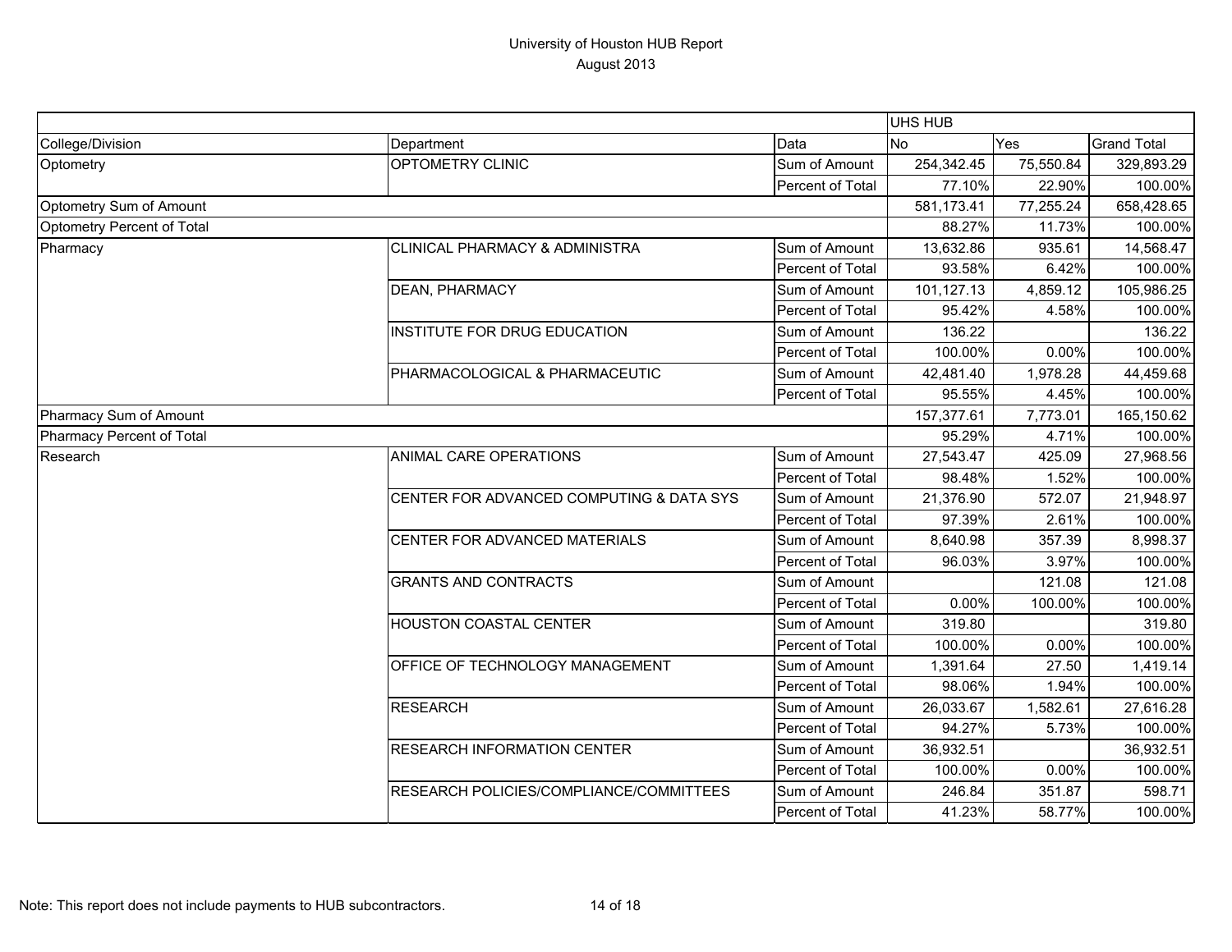# University of Houston HUB Report
## August 2013

| | | | UHS HUB | | |
|---|---|---|---|---|---|
| College/Division | Department | Data | No | Yes | Grand Total |
| Optometry | OPTOMETRY CLINIC | Sum of Amount | 254,342.45 | 75,550.84 | 329,893.29 |
| | | Percent of Total | 77.10% | 22.90% | 100.00% |
| Optometry Sum of Amount | | | 581,173.41 | 77,255.24 | 658,428.65 |
| Optometry Percent of Total | | | 88.27% | 11.73% | 100.00% |
| Pharmacy | CLINICAL PHARMACY & ADMINISTRA | Sum of Amount | 13,632.86 | 935.61 | 14,568.47 |
| | | Percent of Total | 93.58% | 6.42% | 100.00% |
| | DEAN, PHARMACY | Sum of Amount | 101,127.13 | 4,859.12 | 105,986.25 |
| | | Percent of Total | 95.42% | 4.58% | 100.00% |
| | INSTITUTE FOR DRUG EDUCATION | Sum of Amount | 136.22 | | 136.22 |
| | | Percent of Total | 100.00% | 0.00% | 100.00% |
| | PHARMACOLOGICAL & PHARMACEUTIC | Sum of Amount | 42,481.40 | 1,978.28 | 44,459.68 |
| | | Percent of Total | 95.55% | 4.45% | 100.00% |
| Pharmacy Sum of Amount | | | 157,377.61 | 7,773.01 | 165,150.62 |
| Pharmacy Percent of Total | | | 95.29% | 4.71% | 100.00% |
| Research | ANIMAL CARE OPERATIONS | Sum of Amount | 27,543.47 | 425.09 | 27,968.56 |
| | | Percent of Total | 98.48% | 1.52% | 100.00% |
| | CENTER FOR ADVANCED COMPUTING & DATA SYS | Sum of Amount | 21,376.90 | 572.07 | 21,948.97 |
| | | Percent of Total | 97.39% | 2.61% | 100.00% |
| | CENTER FOR ADVANCED MATERIALS | Sum of Amount | 8,640.98 | 357.39 | 8,998.37 |
| | | Percent of Total | 96.03% | 3.97% | 100.00% |
| | GRANTS AND CONTRACTS | Sum of Amount | | 121.08 | 121.08 |
| | | Percent of Total | 0.00% | 100.00% | 100.00% |
| | HOUSTON COASTAL CENTER | Sum of Amount | 319.80 | | 319.80 |
| | | Percent of Total | 100.00% | 0.00% | 100.00% |
| | OFFICE OF TECHNOLOGY MANAGEMENT | Sum of Amount | 1,391.64 | 27.50 | 1,419.14 |
| | | Percent of Total | 98.06% | 1.94% | 100.00% |
| | RESEARCH | Sum of Amount | 26,033.67 | 1,582.61 | 27,616.28 |
| | | Percent of Total | 94.27% | 5.73% | 100.00% |
| | RESEARCH INFORMATION CENTER | Sum of Amount | 36,932.51 | | 36,932.51 |
| | | Percent of Total | 100.00% | 0.00% | 100.00% |
| | RESEARCH POLICIES/COMPLIANCE/COMMITTEES | Sum of Amount | 246.84 | 351.87 | 598.71 |
| | | Percent of Total | 41.23% | 58.77% | 100.00% |

Note: This report does not include payments to HUB subcontractors.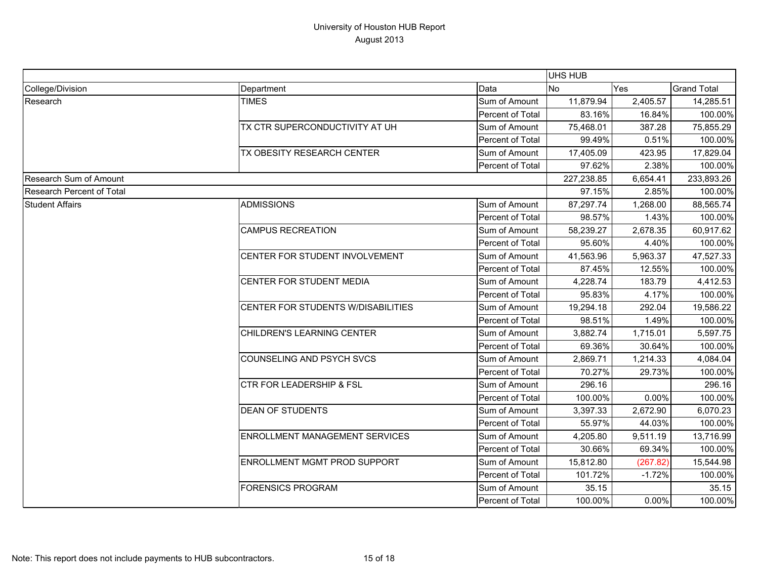# University of Houston HUB Report
## August 2013

| | | | UHS HUB | | |
|---|---|---|---|---|---|
| College/Division | Department | Data | No | Yes | Grand Total |
| Research | TIMES | Sum of Amount | 11,879.94 | 2,405.57 | 14,285.51 |
| | | Percent of Total | 83.16% | 16.84% | 100.00% |
| | TX CTR SUPERCONDUCTIVITY AT UH | Sum of Amount | 75,468.01 | 387.28 | 75,855.29 |
| | | Percent of Total | 99.49% | 0.51% | 100.00% |
| | TX OBESITY RESEARCH CENTER | Sum of Amount | 17,405.09 | 423.95 | 17,829.04 |
| | | Percent of Total | 97.62% | 2.38% | 100.00% |
| Research Sum of Amount | | | 227,238.85 | 6,654.41 | 233,893.26 |
| Research Percent of Total | | | 97.15% | 2.85% | 100.00% |
| Student Affairs | ADMISSIONS | Sum of Amount | 87,297.74 | 1,268.00 | 88,565.74 |
| | | Percent of Total | 98.57% | 1.43% | 100.00% |
| | CAMPUS RECREATION | Sum of Amount | 58,239.27 | 2,678.35 | 60,917.62 |
| | | Percent of Total | 95.60% | 4.40% | 100.00% |
| | CENTER FOR STUDENT INVOLVEMENT | Sum of Amount | 41,563.96 | 5,963.37 | 47,527.33 |
| | | Percent of Total | 87.45% | 12.55% | 100.00% |
| | CENTER FOR STUDENT MEDIA | Sum of Amount | 4,228.74 | 183.79 | 4,412.53 |
| | | Percent of Total | 95.83% | 4.17% | 100.00% |
| | CENTER FOR STUDENTS W/DISABILITIES | Sum of Amount | 19,294.18 | 292.04 | 19,586.22 |
| | | Percent of Total | 98.51% | 1.49% | 100.00% |
| | CHILDREN'S LEARNING CENTER | Sum of Amount | 3,882.74 | 1,715.01 | 5,597.75 |
| | | Percent of Total | 69.36% | 30.64% | 100.00% |
| | COUNSELING AND PSYCH SVCS | Sum of Amount | 2,869.71 | 1,214.33 | 4,084.04 |
| | | Percent of Total | 70.27% | 29.73% | 100.00% |
| | CTR FOR LEADERSHIP & FSL | Sum of Amount | 296.16 | | 296.16 |
| | | Percent of Total | 100.00% | 0.00% | 100.00% |
| | DEAN OF STUDENTS | Sum of Amount | 3,397.33 | 2,672.90 | 6,070.23 |
| | | Percent of Total | 55.97% | 44.03% | 100.00% |
| | ENROLLMENT MANAGEMENT SERVICES | Sum of Amount | 4,205.80 | 9,511.19 | 13,716.99 |
| | | Percent of Total | 30.66% | 69.34% | 100.00% |
| | ENROLLMENT MGMT PROD SUPPORT | Sum of Amount | 15,812.80 | (267.82) | 15,544.98 |
| | | Percent of Total | 101.72% | -1.72% | 100.00% |
| | FORENSICS PROGRAM | Sum of Amount | 35.15 | | 35.15 |
| | | Percent of Total | 100.00% | 0.00% | 100.00% |

Note: This report does not include payments to HUB subcontractors.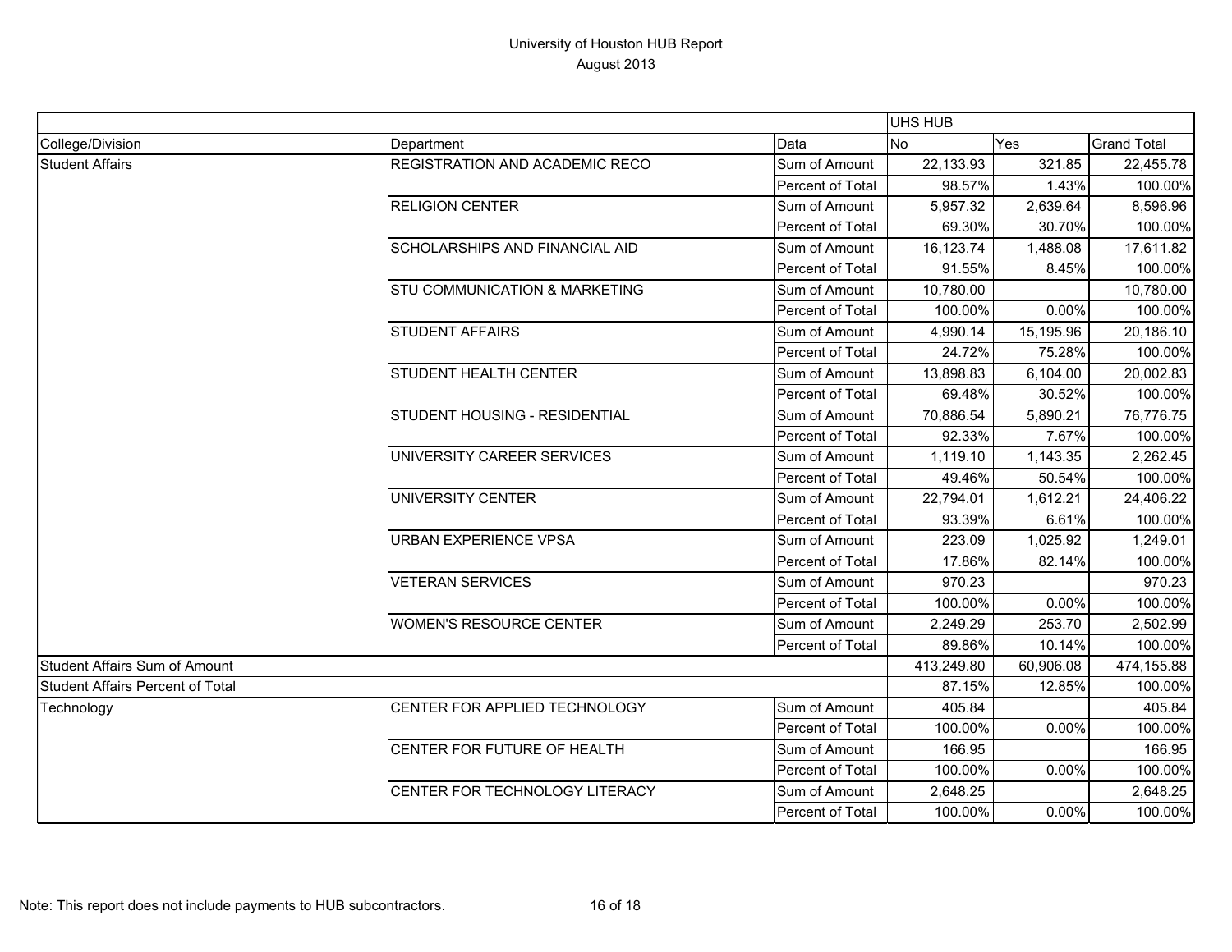# University of Houston HUB Report
## August 2013

| | | | UHS HUB | | |
|---|---|---|---|---|---|
| College/Division | Department | Data | No | Yes | Grand Total |
| Student Affairs | REGISTRATION AND ACADEMIC RECO | Sum of Amount | 22,133.93 | 321.85 | 22,455.78 |
| | | Percent of Total | 98.57% | 1.43% | 100.00% |
| | RELIGION CENTER | Sum of Amount | 5,957.32 | 2,639.64 | 8,596.96 |
| | | Percent of Total | 69.30% | 30.70% | 100.00% |
| | SCHOLARSHIPS AND FINANCIAL AID | Sum of Amount | 16,123.74 | 1,488.08 | 17,611.82 |
| | | Percent of Total | 91.55% | 8.45% | 100.00% |
| | STU COMMUNICATION & MARKETING | Sum of Amount | 10,780.00 | | 10,780.00 |
| | | Percent of Total | 100.00% | 0.00% | 100.00% |
| | STUDENT AFFAIRS | Sum of Amount | 4,990.14 | 15,195.96 | 20,186.10 |
| | | Percent of Total | 24.72% | 75.28% | 100.00% |
| | STUDENT HEALTH CENTER | Sum of Amount | 13,898.83 | 6,104.00 | 20,002.83 |
| | | Percent of Total | 69.48% | 30.52% | 100.00% |
| | STUDENT HOUSING - RESIDENTIAL | Sum of Amount | 70,886.54 | 5,890.21 | 76,776.75 |
| | | Percent of Total | 92.33% | 7.67% | 100.00% |
| | UNIVERSITY CAREER SERVICES | Sum of Amount | 1,119.10 | 1,143.35 | 2,262.45 |
| | | Percent of Total | 49.46% | 50.54% | 100.00% |
| | UNIVERSITY CENTER | Sum of Amount | 22,794.01 | 1,612.21 | 24,406.22 |
| | | Percent of Total | 93.39% | 6.61% | 100.00% |
| | URBAN EXPERIENCE VPSA | Sum of Amount | 223.09 | 1,025.92 | 1,249.01 |
| | | Percent of Total | 17.86% | 82.14% | 100.00% |
| | VETERAN SERVICES | Sum of Amount | 970.23 | | 970.23 |
| | | Percent of Total | 100.00% | 0.00% | 100.00% |
| | WOMEN'S RESOURCE CENTER | Sum of Amount | 2,249.29 | 253.70 | 2,502.99 |
| | | Percent of Total | 89.86% | 10.14% | 100.00% |
| Student Affairs Sum of Amount | | | 413,249.80 | 60,906.08 | 474,155.88 |
| Student Affairs Percent of Total | | | 87.15% | 12.85% | 100.00% |
| Technology | CENTER FOR APPLIED TECHNOLOGY | Sum of Amount | 405.84 | | 405.84 |
| | | Percent of Total | 100.00% | 0.00% | 100.00% |
| | CENTER FOR FUTURE OF HEALTH | Sum of Amount | 166.95 | | 166.95 |
| | | Percent of Total | 100.00% | 0.00% | 100.00% |
| | CENTER FOR TECHNOLOGY LITERACY | Sum of Amount | 2,648.25 | | 2,648.25 |
| | | Percent of Total | 100.00% | 0.00% | 100.00% |

Note: This report does not include payments to HUB subcontractors.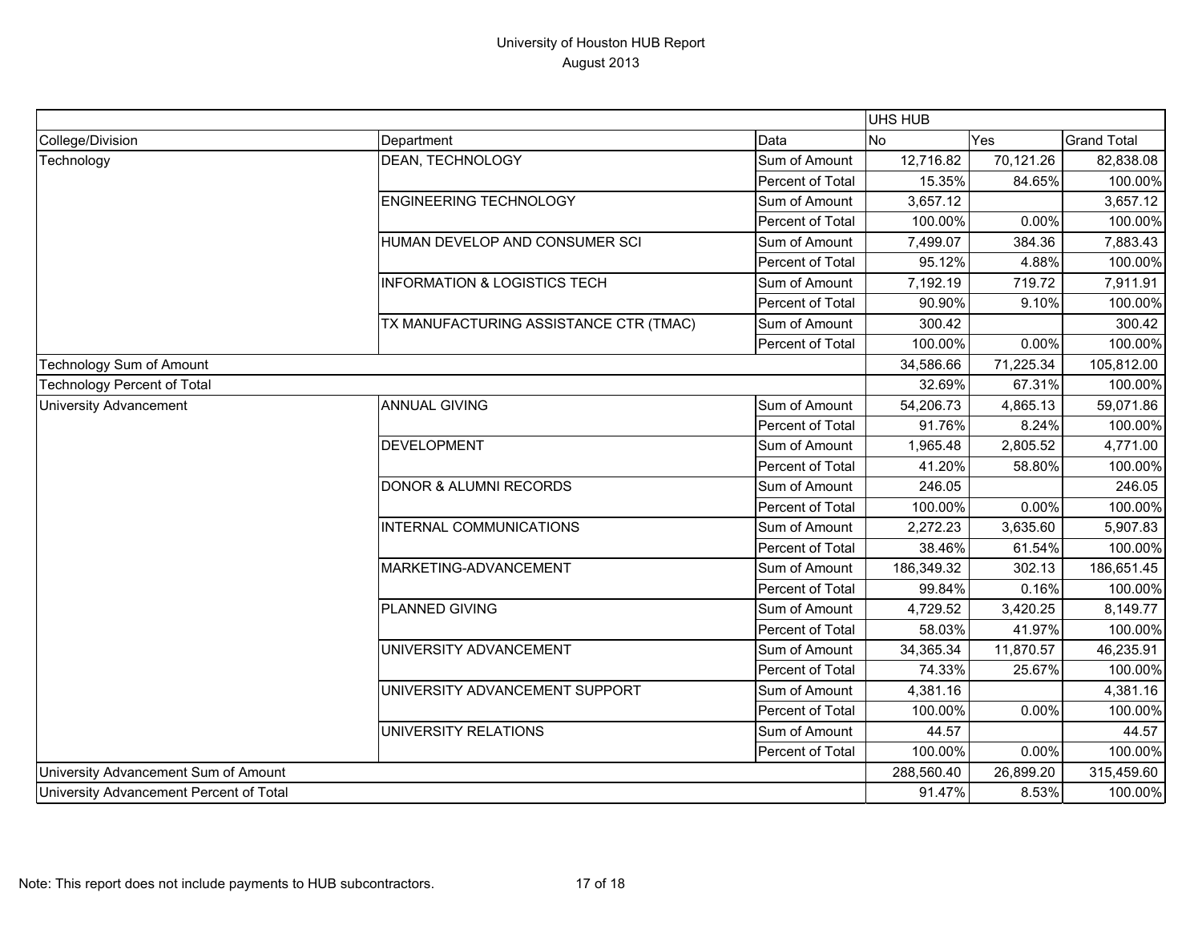# University of Houston HUB Report
## August 2013

| | | | UHS HUB | | |
|---|---|---|---|---|---|
| College/Division | Department | Data | No | Yes | Grand Total |
| Technology | DEAN, TECHNOLOGY | Sum of Amount | 12,716.82 | 70,121.26 | 82,838.08 |
| | | Percent of Total | 15.35% | 84.65% | 100.00% |
| | ENGINEERING TECHNOLOGY | Sum of Amount | 3,657.12 | | 3,657.12 |
| | | Percent of Total | 100.00% | 0.00% | 100.00% |
| | HUMAN DEVELOP AND CONSUMER SCI | Sum of Amount | 7,499.07 | 384.36 | 7,883.43 |
| | | Percent of Total | 95.12% | 4.88% | 100.00% |
| | INFORMATION & LOGISTICS TECH | Sum of Amount | 7,192.19 | 719.72 | 7,911.91 |
| | | Percent of Total | 90.90% | 9.10% | 100.00% |
| | TX MANUFACTURING ASSISTANCE CTR (TMAC) | Sum of Amount | 300.42 | | 300.42 |
| | | Percent of Total | 100.00% | 0.00% | 100.00% |
| Technology Sum of Amount | | | 34,586.66 | 71,225.34 | 105,812.00 |
| Technology Percent of Total | | | 32.69% | 67.31% | 100.00% |
| University Advancement | ANNUAL GIVING | Sum of Amount | 54,206.73 | 4,865.13 | 59,071.86 |
| | | Percent of Total | 91.76% | 8.24% | 100.00% |
| | DEVELOPMENT | Sum of Amount | 1,965.48 | 2,805.52 | 4,771.00 |
| | | Percent of Total | 41.20% | 58.80% | 100.00% |
| | DONOR & ALUMNI RECORDS | Sum of Amount | 246.05 | | 246.05 |
| | | Percent of Total | 100.00% | 0.00% | 100.00% |
| | INTERNAL COMMUNICATIONS | Sum of Amount | 2,272.23 | 3,635.60 | 5,907.83 |
| | | Percent of Total | 38.46% | 61.54% | 100.00% |
| | MARKETING-ADVANCEMENT | Sum of Amount | 186,349.32 | 302.13 | 186,651.45 |
| | | Percent of Total | 99.84% | 0.16% | 100.00% |
| | PLANNED GIVING | Sum of Amount | 4,729.52 | 3,420.25 | 8,149.77 |
| | | Percent of Total | 58.03% | 41.97% | 100.00% |
| | UNIVERSITY ADVANCEMENT | Sum of Amount | 34,365.34 | 11,870.57 | 46,235.91 |
| | | Percent of Total | 74.33% | 25.67% | 100.00% |
| | UNIVERSITY ADVANCEMENT SUPPORT | Sum of Amount | 4,381.16 | | 4,381.16 |
| | | Percent of Total | 100.00% | 0.00% | 100.00% |
| | UNIVERSITY RELATIONS | Sum of Amount | 44.57 | | 44.57 |
| | | Percent of Total | 100.00% | 0.00% | 100.00% |
| University Advancement Sum of Amount | | | 288,560.40 | 26,899.20 | 315,459.60 |
| University Advancement Percent of Total | | | 91.47% | 8.53% | 100.00% |

Note: This report does not include payments to HUB subcontractors.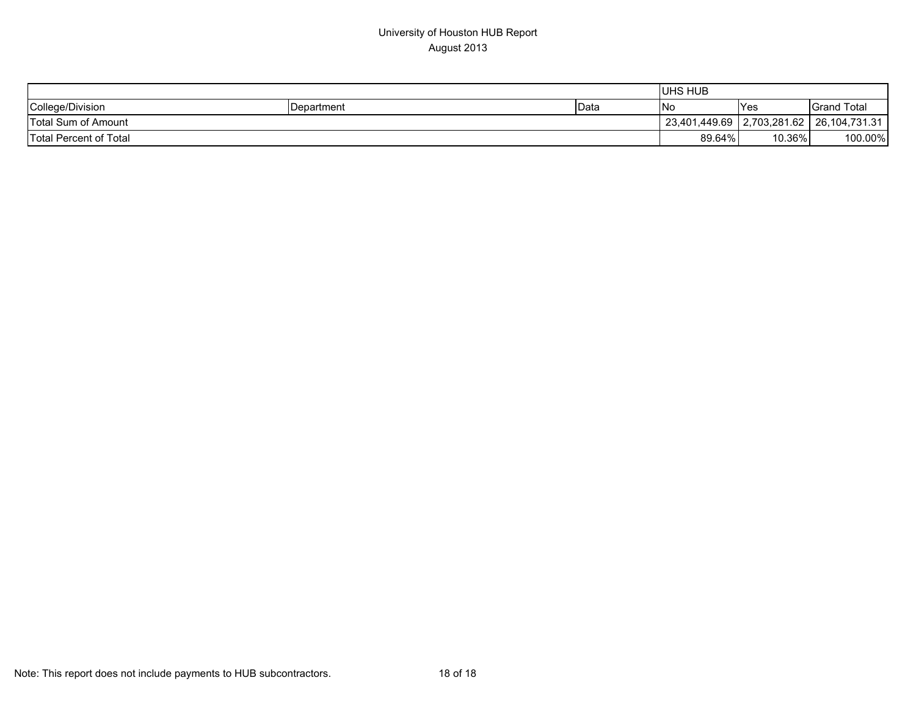University of Houston HUB Report
August 2013

| | | | UHS HUB | | |
|---|---|---|---|---|---|
| College/Division | Department | Data | No | Yes | Grand Total |
| Total Sum of Amount | | | 23,401,449.69 | 2,703,281.62 | 26,104,731.31 |
| Total Percent of Total | | | 89.64% | 10.36% | 100.00% |

Note: This report does not include payments to HUB subcontractors.